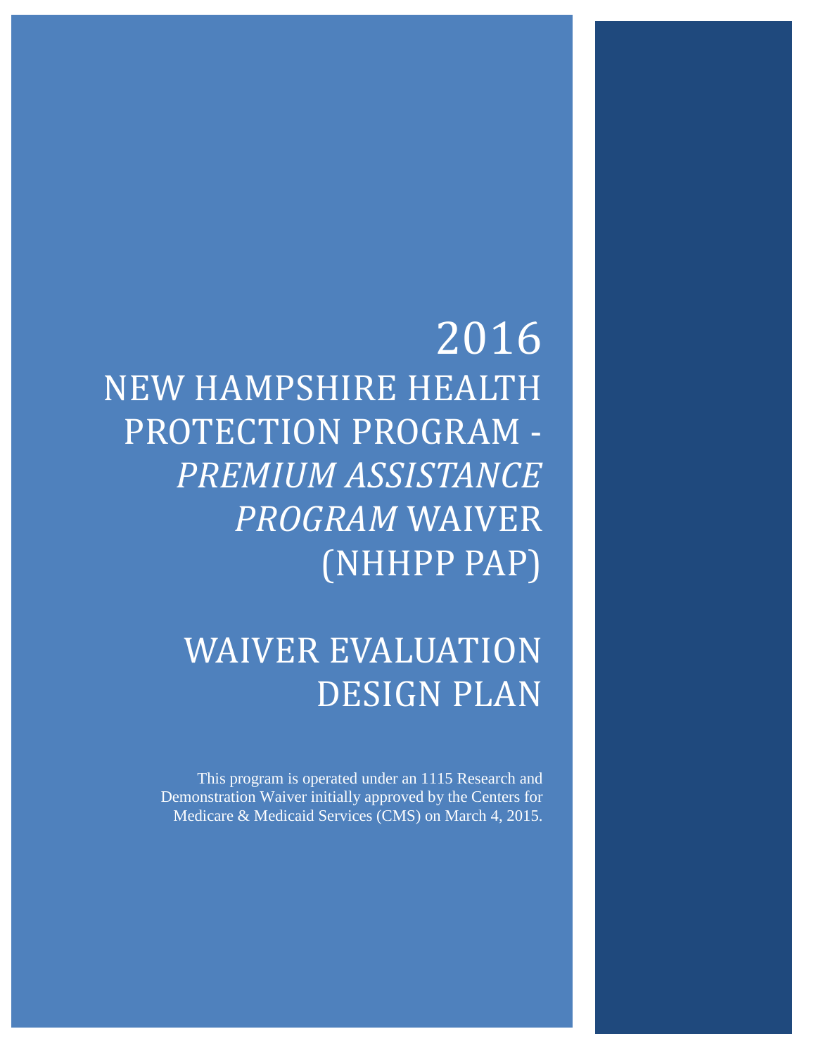# 2016

# NEW HAMPSHIRE HEALTH PROTECTION PROGRAM - *PREMIUM ASSISTANCE PROGRAM* WAIVER (NHHPP PAP)

# WAIVER EVALUATION DESIGN PLAN

This program is operated under an 1115 Research and Demonstration Waiver initially approved by the Centers for Medicare & Medicaid Services (CMS) on March 4, 2015.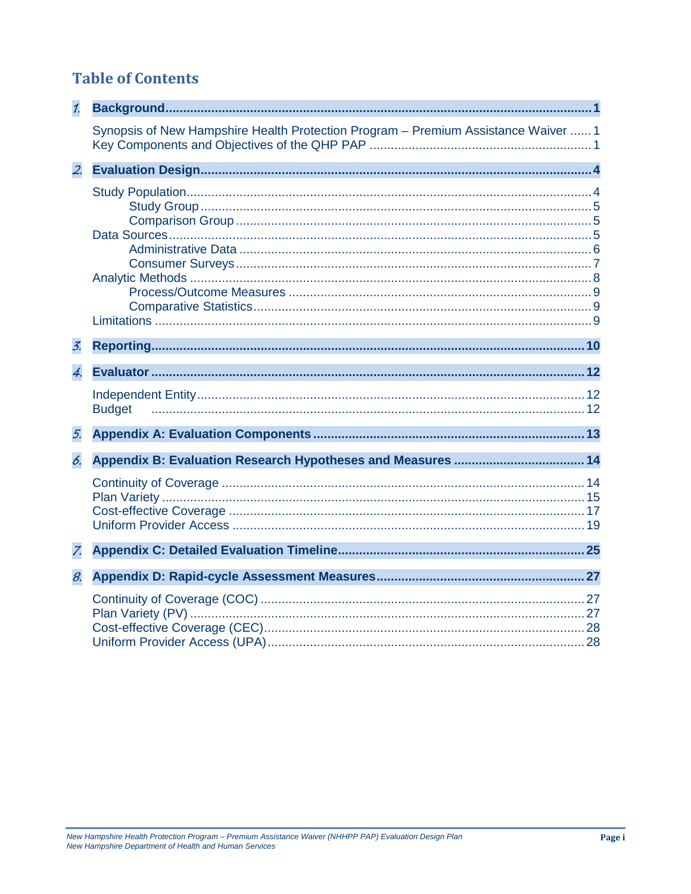# Table of Contents

| | | |
|---|---|---|
| **1.** | **Background** | **1** |
| | Synopsis of New Hampshire Health Protection Program – Premium Assistance Waiver | 1 |
| | Key Components and Objectives of the QHP PAP | 1 |
| **2.** | **Evaluation Design** | **4** |
| | Study Population | 4 |
| | Study Group | 5 |
| | Comparison Group | 5 |
| | Data Sources | 5 |
| | Administrative Data | 6 |
| | Consumer Surveys | 7 |
| | Analytic Methods | 8 |
| | Process/Outcome Measures | 9 |
| | Comparative Statistics | 9 |
| | Limitations | 9 |
| **3.** | **Reporting** | **10** |
| **4.** | **Evaluator** | **12** |
| | Independent Entity | 12 |
| | Budget | 12 |
| **5.** | **Appendix A: Evaluation Components** | **13** |
| **6.** | **Appendix B: Evaluation Research Hypotheses and Measures** | **14** |
| | Continuity of Coverage | 14 |
| | Plan Variety | 15 |
| | Cost-effective Coverage | 17 |
| | Uniform Provider Access | 19 |
| **7.** | **Appendix C: Detailed Evaluation Timeline** | **25** |
| **8.** | **Appendix D: Rapid-cycle Assessment Measures** | **27** |
| | Continuity of Coverage (COC) | 27 |
| | Plan Variety (PV) | 27 |
| | Cost-effective Coverage (CEC) | 28 |
| | Uniform Provider Access (UPA) | 28 |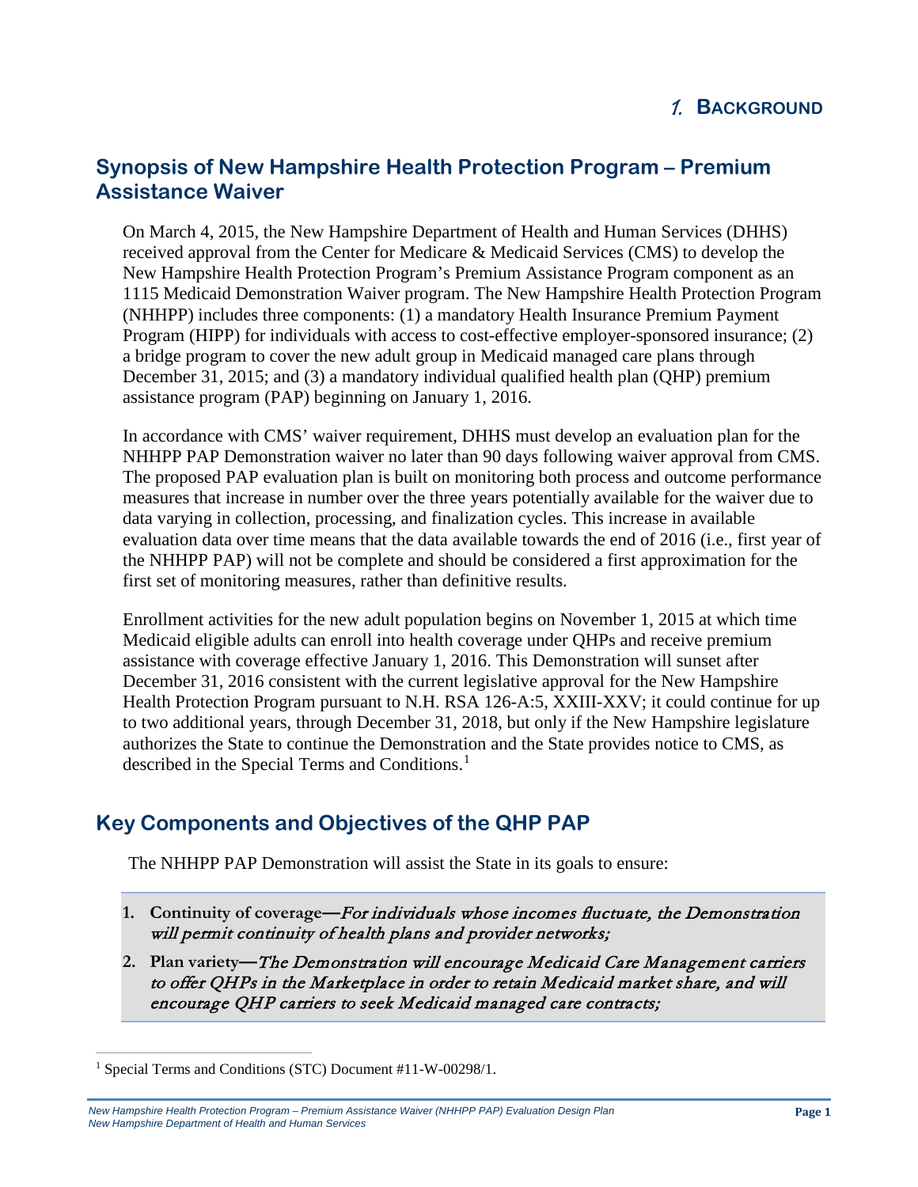# 1. Background

## Synopsis of New Hampshire Health Protection Program – Premium Assistance Waiver

On March 4, 2015, the New Hampshire Department of Health and Human Services (DHHS) received approval from the Center for Medicare & Medicaid Services (CMS) to develop the New Hampshire Health Protection Program's Premium Assistance Program component as an 1115 Medicaid Demonstration Waiver program. The New Hampshire Health Protection Program (NHHPP) includes three components: (1) a mandatory Health Insurance Premium Payment Program (HIPP) for individuals with access to cost-effective employer-sponsored insurance; (2) a bridge program to cover the new adult group in Medicaid managed care plans through December 31, 2015; and (3) a mandatory individual qualified health plan (QHP) premium assistance program (PAP) beginning on January 1, 2016.

In accordance with CMS' waiver requirement, DHHS must develop an evaluation plan for the NHHPP PAP Demonstration waiver no later than 90 days following waiver approval from CMS. The proposed PAP evaluation plan is built on monitoring both process and outcome performance measures that increase in number over the three years potentially available for the waiver due to data varying in collection, processing, and finalization cycles. This increase in available evaluation data over time means that the data available towards the end of 2016 (i.e., first year of the NHHPP PAP) will not be complete and should be considered a first approximation for the first set of monitoring measures, rather than definitive results.

Enrollment activities for the new adult population begins on November 1, 2015 at which time Medicaid eligible adults can enroll into health coverage under QHPs and receive premium assistance with coverage effective January 1, 2016. This Demonstration will sunset after December 31, 2016 consistent with the current legislative approval for the New Hampshire Health Protection Program pursuant to N.H. RSA 126-A:5, XXIII-XXV; it could continue for up to two additional years, through December 31, 2018, but only if the New Hampshire legislature authorizes the State to continue the Demonstration and the State provides notice to CMS, as described in the Special Terms and Conditions.[1]

## Key Components and Objectives of the QHP PAP

The NHHPP PAP Demonstration will assist the State in its goals to ensure:

1. **Continuity of coverage—***For individuals whose incomes fluctuate, the Demonstration will permit continuity of health plans and provider networks;*
2. **Plan variety—***The Demonstration will encourage Medicaid Care Management carriers to offer QHPs in the Marketplace in order to retain Medicaid market share, and will encourage QHP carriers to seek Medicaid managed care contracts;*

[1] Special Terms and Conditions (STC) Document #11-W-00298/1.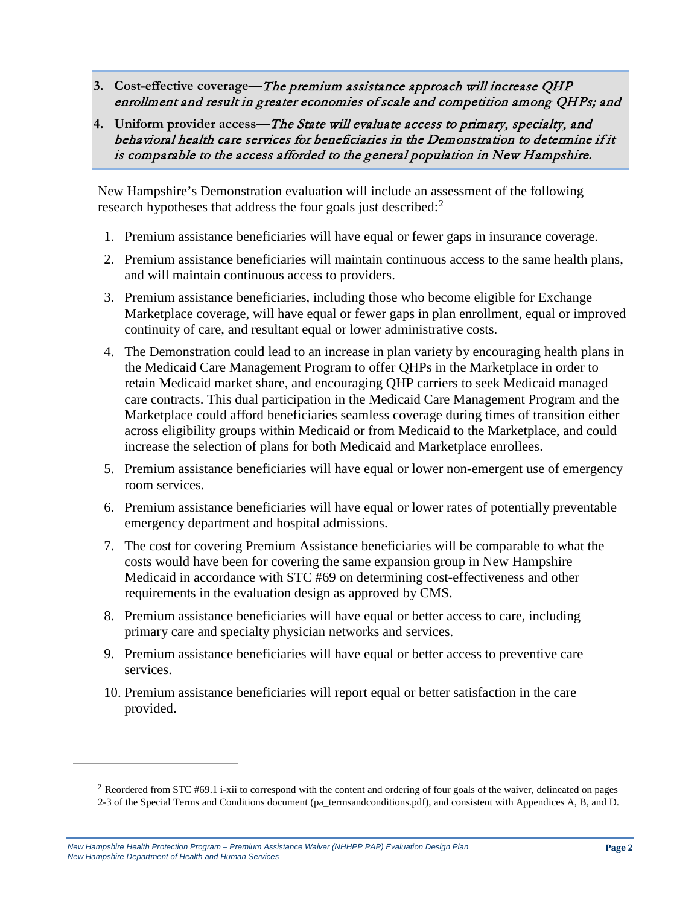3. **Cost-effective coverage**—*The premium assistance approach will increase QHP enrollment and result in greater economies of scale and competition among QHPs; and*
4. **Uniform provider access**—*The State will evaluate access to primary, specialty, and behavioral health care services for beneficiaries in the Demonstration to determine if it is comparable to the access afforded to the general population in New Hampshire.*

New Hampshire's Demonstration evaluation will include an assessment of the following research hypotheses that address the four goals just described:[2]

1. Premium assistance beneficiaries will have equal or fewer gaps in insurance coverage.
2. Premium assistance beneficiaries will maintain continuous access to the same health plans, and will maintain continuous access to providers.
3. Premium assistance beneficiaries, including those who become eligible for Exchange Marketplace coverage, will have equal or fewer gaps in plan enrollment, equal or improved continuity of care, and resultant equal or lower administrative costs.
4. The Demonstration could lead to an increase in plan variety by encouraging health plans in the Medicaid Care Management Program to offer QHPs in the Marketplace in order to retain Medicaid market share, and encouraging QHP carriers to seek Medicaid managed care contracts. This dual participation in the Medicaid Care Management Program and the Marketplace could afford beneficiaries seamless coverage during times of transition either across eligibility groups within Medicaid or from Medicaid to the Marketplace, and could increase the selection of plans for both Medicaid and Marketplace enrollees.
5. Premium assistance beneficiaries will have equal or lower non-emergent use of emergency room services.
6. Premium assistance beneficiaries will have equal or lower rates of potentially preventable emergency department and hospital admissions.
7. The cost for covering Premium Assistance beneficiaries will be comparable to what the costs would have been for covering the same expansion group in New Hampshire Medicaid in accordance with STC #69 on determining cost-effectiveness and other requirements in the evaluation design as approved by CMS.
8. Premium assistance beneficiaries will have equal or better access to care, including primary care and specialty physician networks and services.
9. Premium assistance beneficiaries will have equal or better access to preventive care services.
10. Premium assistance beneficiaries will report equal or better satisfaction in the care provided.

[2] Reordered from STC #69.1 i-xii to correspond with the content and ordering of four goals of the waiver, delineated on pages 2-3 of the Special Terms and Conditions document (pa_termsandconditions.pdf), and consistent with Appendices A, B, and D.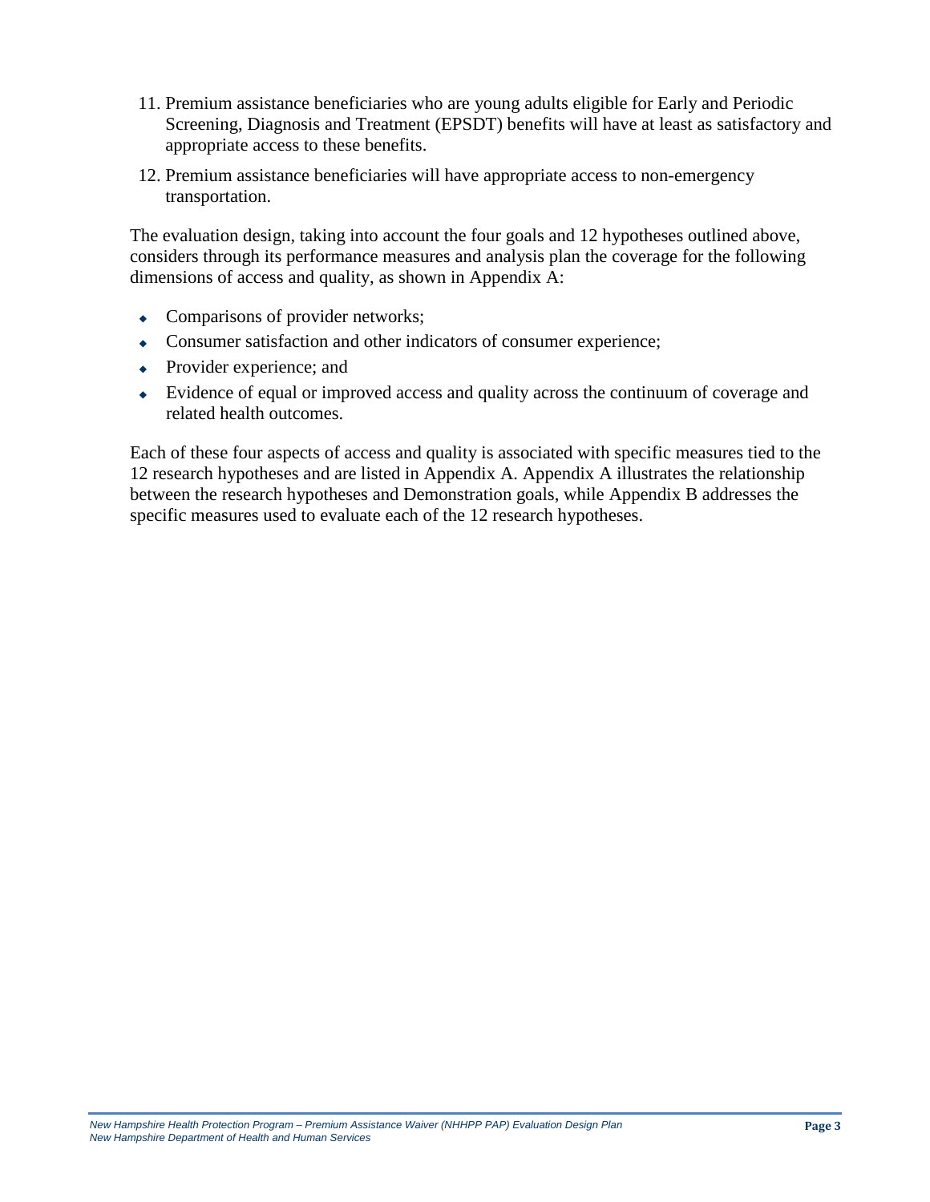11. Premium assistance beneficiaries who are young adults eligible for Early and Periodic Screening, Diagnosis and Treatment (EPSDT) benefits will have at least as satisfactory and appropriate access to these benefits.
12. Premium assistance beneficiaries will have appropriate access to non-emergency transportation.

The evaluation design, taking into account the four goals and 12 hypotheses outlined above, considers through its performance measures and analysis plan the coverage for the following dimensions of access and quality, as shown in Appendix A:

- Comparisons of provider networks;
- Consumer satisfaction and other indicators of consumer experience;
- Provider experience; and
- Evidence of equal or improved access and quality across the continuum of coverage and related health outcomes.

Each of these four aspects of access and quality is associated with specific measures tied to the 12 research hypotheses and are listed in Appendix A. Appendix A illustrates the relationship between the research hypotheses and Demonstration goals, while Appendix B addresses the specific measures used to evaluate each of the 12 research hypotheses.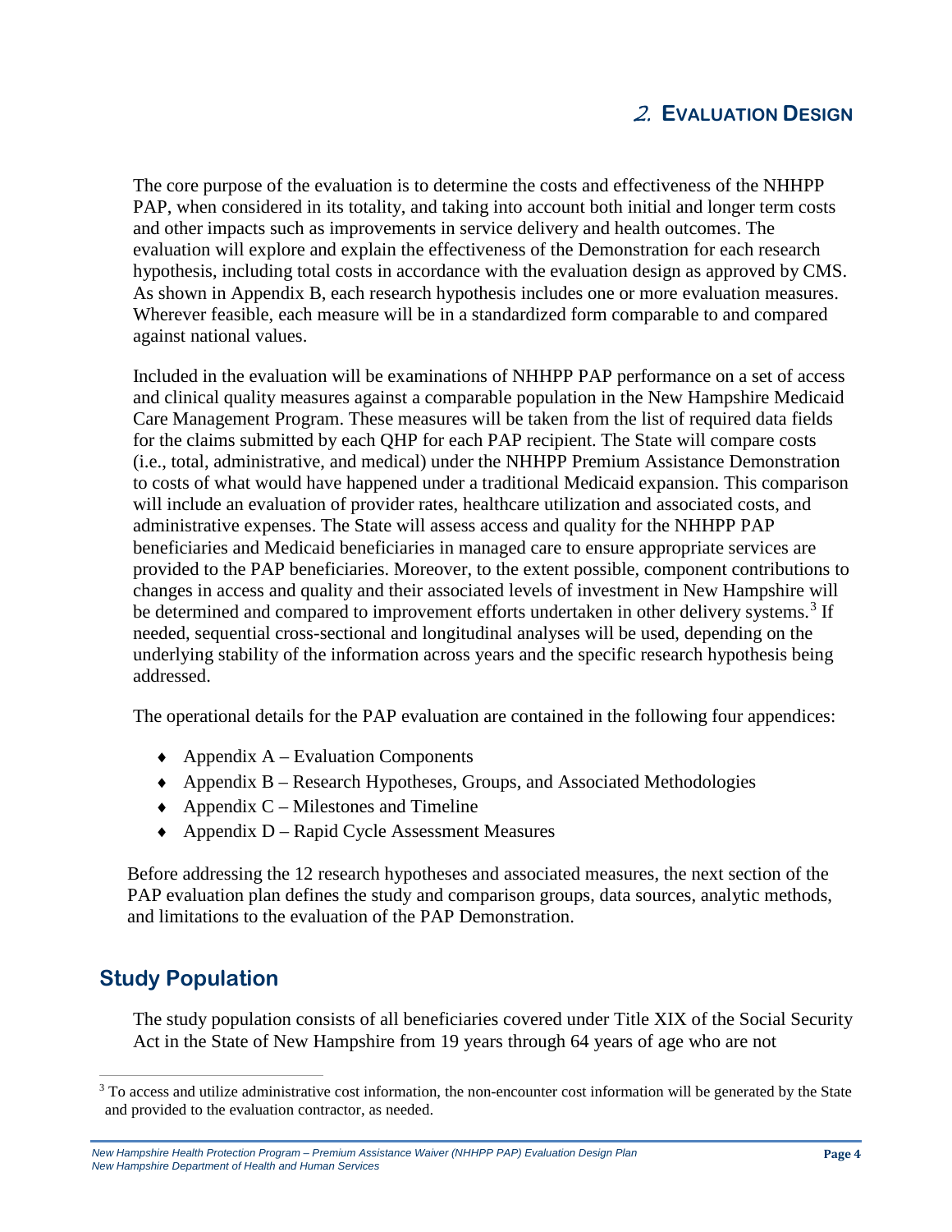# 2. Evaluation Design

The core purpose of the evaluation is to determine the costs and effectiveness of the NHHPP PAP, when considered in its totality, and taking into account both initial and longer term costs and other impacts such as improvements in service delivery and health outcomes. The evaluation will explore and explain the effectiveness of the Demonstration for each research hypothesis, including total costs in accordance with the evaluation design as approved by CMS. As shown in Appendix B, each research hypothesis includes one or more evaluation measures. Wherever feasible, each measure will be in a standardized form comparable to and compared against national values.

Included in the evaluation will be examinations of NHHPP PAP performance on a set of access and clinical quality measures against a comparable population in the New Hampshire Medicaid Care Management Program. These measures will be taken from the list of required data fields for the claims submitted by each QHP for each PAP recipient. The State will compare costs (i.e., total, administrative, and medical) under the NHHPP Premium Assistance Demonstration to costs of what would have happened under a traditional Medicaid expansion. This comparison will include an evaluation of provider rates, healthcare utilization and associated costs, and administrative expenses. The State will assess access and quality for the NHHPP PAP beneficiaries and Medicaid beneficiaries in managed care to ensure appropriate services are provided to the PAP beneficiaries. Moreover, to the extent possible, component contributions to changes in access and quality and their associated levels of investment in New Hampshire will be determined and compared to improvement efforts undertaken in other delivery systems.[3] If needed, sequential cross-sectional and longitudinal analyses will be used, depending on the underlying stability of the information across years and the specific research hypothesis being addressed.

The operational details for the PAP evaluation are contained in the following four appendices:

- Appendix A – Evaluation Components
- Appendix B – Research Hypotheses, Groups, and Associated Methodologies
- Appendix C – Milestones and Timeline
- Appendix D – Rapid Cycle Assessment Measures

Before addressing the 12 research hypotheses and associated measures, the next section of the PAP evaluation plan defines the study and comparison groups, data sources, analytic methods, and limitations to the evaluation of the PAP Demonstration.

## Study Population

The study population consists of all beneficiaries covered under Title XIX of the Social Security Act in the State of New Hampshire from 19 years through 64 years of age who are not

[3] To access and utilize administrative cost information, the non-encounter cost information will be generated by the State and provided to the evaluation contractor, as needed.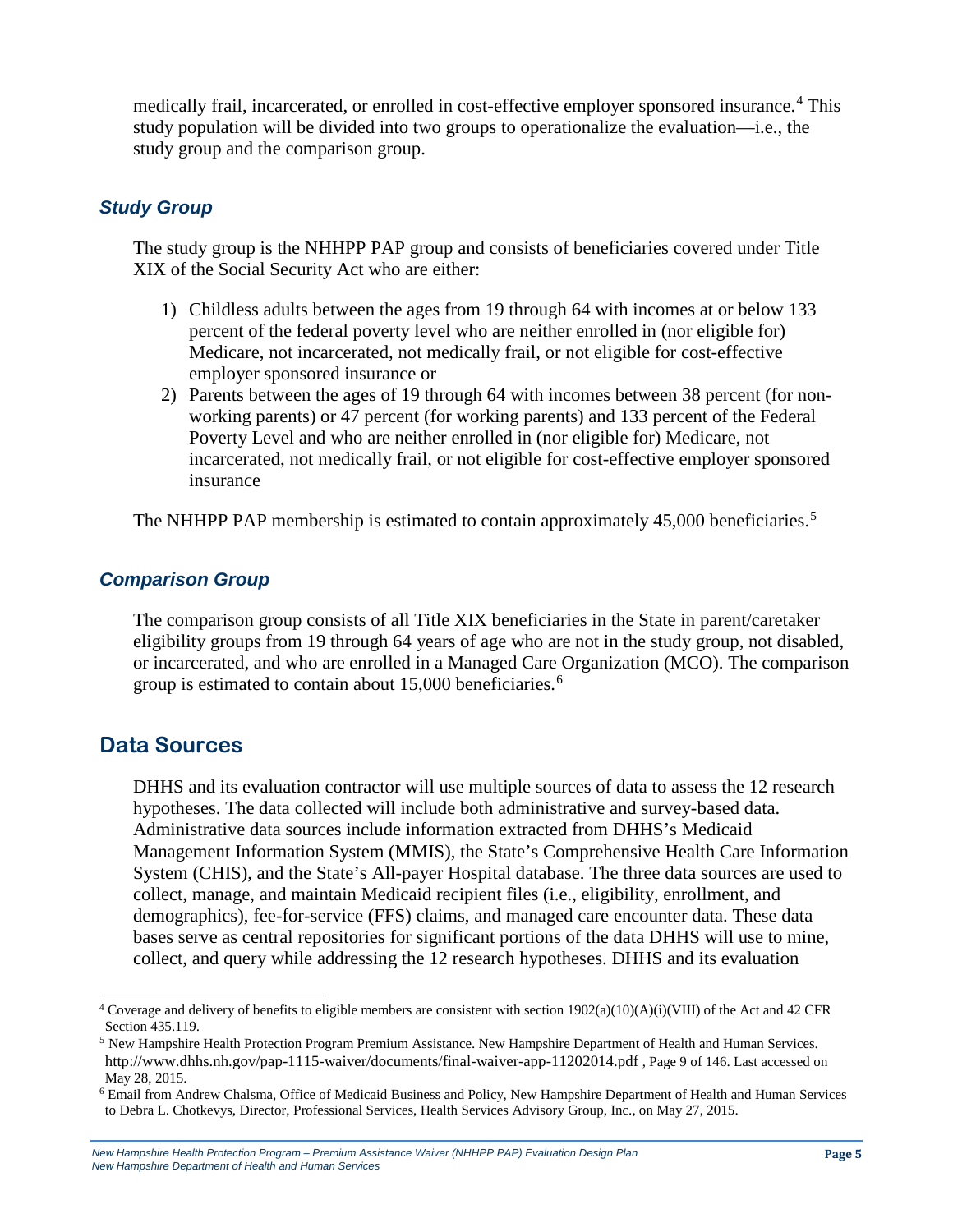medically frail, incarcerated, or enrolled in cost-effective employer sponsored insurance.[4] This study population will be divided into two groups to operationalize the evaluation—i.e., the study group and the comparison group.

### *Study Group*

The study group is the NHHPP PAP group and consists of beneficiaries covered under Title XIX of the Social Security Act who are either:

1) Childless adults between the ages from 19 through 64 with incomes at or below 133 percent of the federal poverty level who are neither enrolled in (nor eligible for) Medicare, not incarcerated, not medically frail, or not eligible for cost-effective employer sponsored insurance or
2) Parents between the ages of 19 through 64 with incomes between 38 percent (for non-working parents) or 47 percent (for working parents) and 133 percent of the Federal Poverty Level and who are neither enrolled in (nor eligible for) Medicare, not incarcerated, not medically frail, or not eligible for cost-effective employer sponsored insurance

The NHHPP PAP membership is estimated to contain approximately 45,000 beneficiaries.[5]

### *Comparison Group*

The comparison group consists of all Title XIX beneficiaries in the State in parent/caretaker eligibility groups from 19 through 64 years of age who are not in the study group, not disabled, or incarcerated, and who are enrolled in a Managed Care Organization (MCO). The comparison group is estimated to contain about 15,000 beneficiaries.[6]

## Data Sources

DHHS and its evaluation contractor will use multiple sources of data to assess the 12 research hypotheses. The data collected will include both administrative and survey-based data. Administrative data sources include information extracted from DHHS's Medicaid Management Information System (MMIS), the State's Comprehensive Health Care Information System (CHIS), and the State's All-payer Hospital database. The three data sources are used to collect, manage, and maintain Medicaid recipient files (i.e., eligibility, enrollment, and demographics), fee-for-service (FFS) claims, and managed care encounter data. These data bases serve as central repositories for significant portions of the data DHHS will use to mine, collect, and query while addressing the 12 research hypotheses. DHHS and its evaluation

---

[4] Coverage and delivery of benefits to eligible members are consistent with section 1902(a)(10)(A)(i)(VIII) of the Act and 42 CFR Section 435.119.

[5] New Hampshire Health Protection Program Premium Assistance. New Hampshire Department of Health and Human Services. http://www.dhhs.nh.gov/pap-1115-waiver/documents/final-waiver-app-11202014.pdf , Page 9 of 146. Last accessed on May 28, 2015.

[6] Email from Andrew Chalsma, Office of Medicaid Business and Policy, New Hampshire Department of Health and Human Services to Debra L. Chotkevys, Director, Professional Services, Health Services Advisory Group, Inc., on May 27, 2015.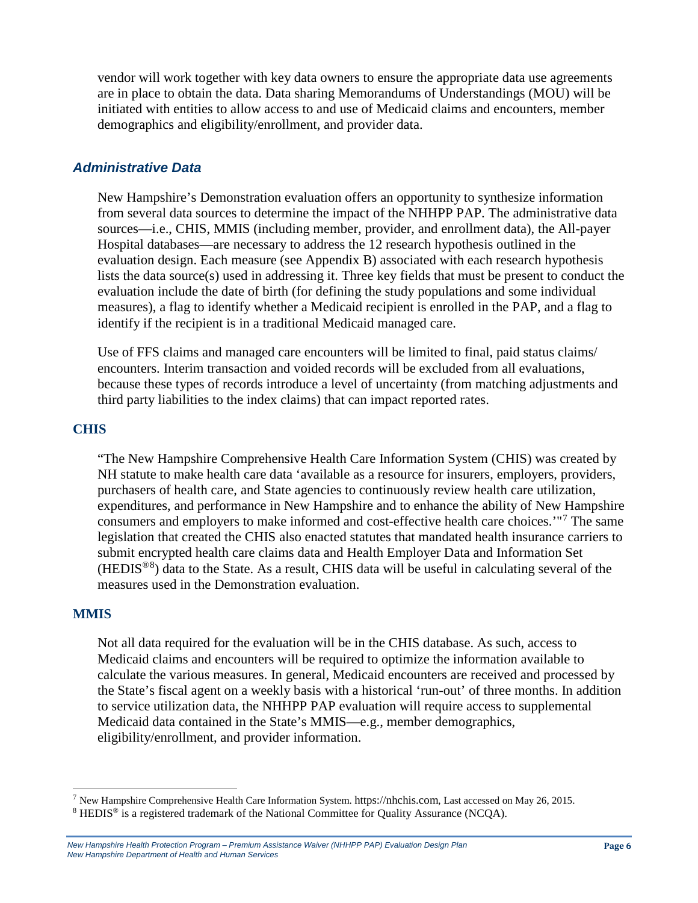vendor will work together with key data owners to ensure the appropriate data use agreements are in place to obtain the data. Data sharing Memorandums of Understandings (MOU) will be initiated with entities to allow access to and use of Medicaid claims and encounters, member demographics and eligibility/enrollment, and provider data.

## *Administrative Data*

New Hampshire's Demonstration evaluation offers an opportunity to synthesize information from several data sources to determine the impact of the NHHPP PAP. The administrative data sources—i.e., CHIS, MMIS (including member, provider, and enrollment data), the All-payer Hospital databases—are necessary to address the 12 research hypothesis outlined in the evaluation design. Each measure (see Appendix B) associated with each research hypothesis lists the data source(s) used in addressing it. Three key fields that must be present to conduct the evaluation include the date of birth (for defining the study populations and some individual measures), a flag to identify whether a Medicaid recipient is enrolled in the PAP, and a flag to identify if the recipient is in a traditional Medicaid managed care.

Use of FFS claims and managed care encounters will be limited to final, paid status claims/ encounters. Interim transaction and voided records will be excluded from all evaluations, because these types of records introduce a level of uncertainty (from matching adjustments and third party liabilities to the index claims) that can impact reported rates.

### CHIS

"The New Hampshire Comprehensive Health Care Information System (CHIS) was created by NH statute to make health care data 'available as a resource for insurers, employers, providers, purchasers of health care, and State agencies to continuously review health care utilization, expenditures, and performance in New Hampshire and to enhance the ability of New Hampshire consumers and employers to make informed and cost-effective health care choices.'"[7] The same legislation that created the CHIS also enacted statutes that mandated health insurance carriers to submit encrypted health care claims data and Health Employer Data and Information Set (HEDIS®[8]) data to the State. As a result, CHIS data will be useful in calculating several of the measures used in the Demonstration evaluation.

### MMIS

Not all data required for the evaluation will be in the CHIS database. As such, access to Medicaid claims and encounters will be required to optimize the information available to calculate the various measures. In general, Medicaid encounters are received and processed by the State's fiscal agent on a weekly basis with a historical 'run-out' of three months. In addition to service utilization data, the NHHPP PAP evaluation will require access to supplemental Medicaid data contained in the State's MMIS—e.g., member demographics, eligibility/enrollment, and provider information.

---

[7] New Hampshire Comprehensive Health Care Information System. https://nhchis.com, Last accessed on May 26, 2015.

[8] HEDIS® is a registered trademark of the National Committee for Quality Assurance (NCQA).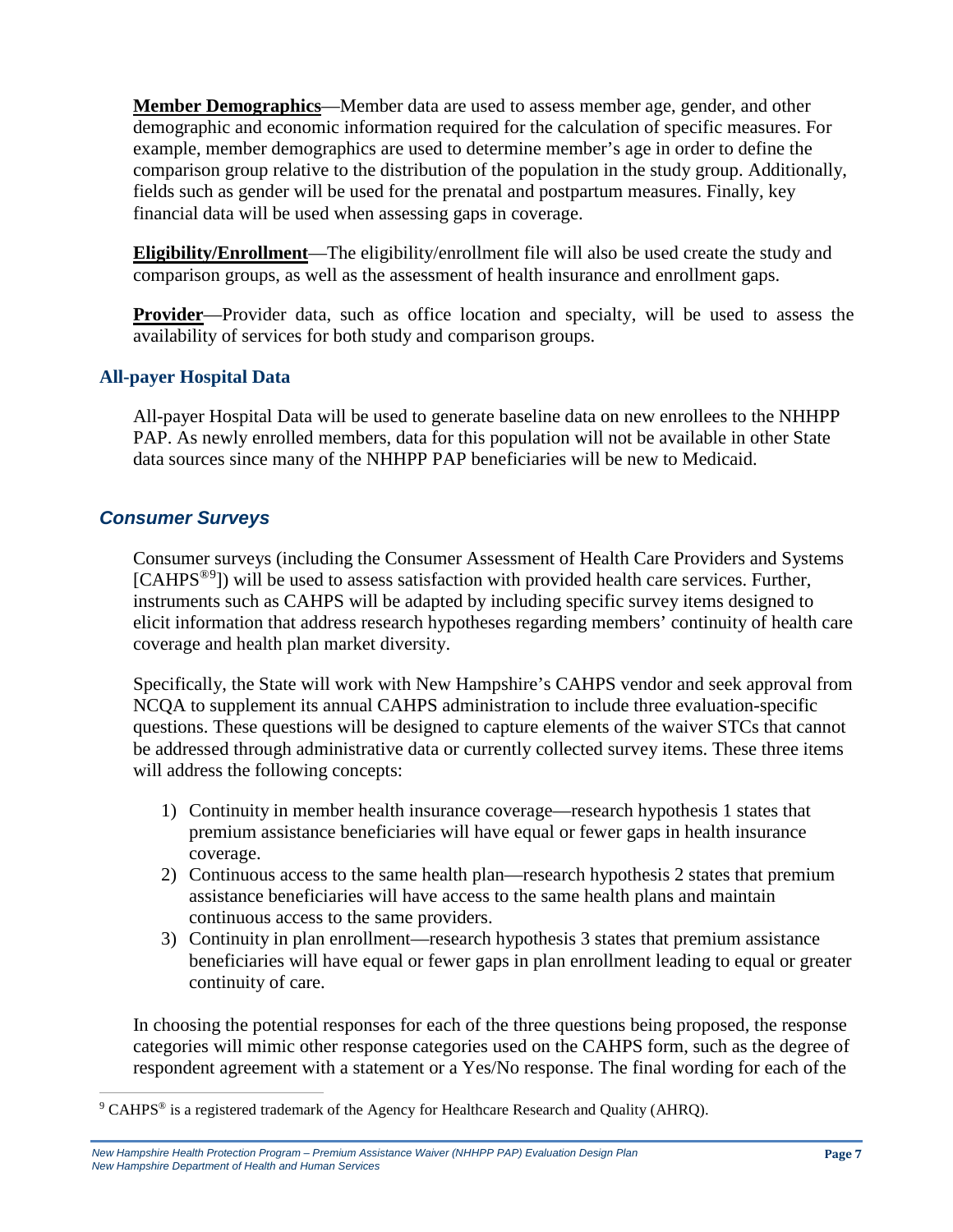**Member Demographics**—Member data are used to assess member age, gender, and other demographic and economic information required for the calculation of specific measures. For example, member demographics are used to determine member's age in order to define the comparison group relative to the distribution of the population in the study group. Additionally, fields such as gender will be used for the prenatal and postpartum measures. Finally, key financial data will be used when assessing gaps in coverage.

**Eligibility/Enrollment**—The eligibility/enrollment file will also be used create the study and comparison groups, as well as the assessment of health insurance and enrollment gaps.

**Provider**—Provider data, such as office location and specialty, will be used to assess the availability of services for both study and comparison groups.

### All-payer Hospital Data

All-payer Hospital Data will be used to generate baseline data on new enrollees to the NHHPP PAP. As newly enrolled members, data for this population will not be available in other State data sources since many of the NHHPP PAP beneficiaries will be new to Medicaid.

## *Consumer Surveys*

Consumer surveys (including the Consumer Assessment of Health Care Providers and Systems [CAHPS®[9]]) will be used to assess satisfaction with provided health care services. Further, instruments such as CAHPS will be adapted by including specific survey items designed to elicit information that address research hypotheses regarding members' continuity of health care coverage and health plan market diversity.

Specifically, the State will work with New Hampshire's CAHPS vendor and seek approval from NCQA to supplement its annual CAHPS administration to include three evaluation-specific questions. These questions will be designed to capture elements of the waiver STCs that cannot be addressed through administrative data or currently collected survey items. These three items will address the following concepts:

1) Continuity in member health insurance coverage—research hypothesis 1 states that premium assistance beneficiaries will have equal or fewer gaps in health insurance coverage.
2) Continuous access to the same health plan—research hypothesis 2 states that premium assistance beneficiaries will have access to the same health plans and maintain continuous access to the same providers.
3) Continuity in plan enrollment—research hypothesis 3 states that premium assistance beneficiaries will have equal or fewer gaps in plan enrollment leading to equal or greater continuity of care.

In choosing the potential responses for each of the three questions being proposed, the response categories will mimic other response categories used on the CAHPS form, such as the degree of respondent agreement with a statement or a Yes/No response. The final wording for each of the

[9] CAHPS® is a registered trademark of the Agency for Healthcare Research and Quality (AHRQ).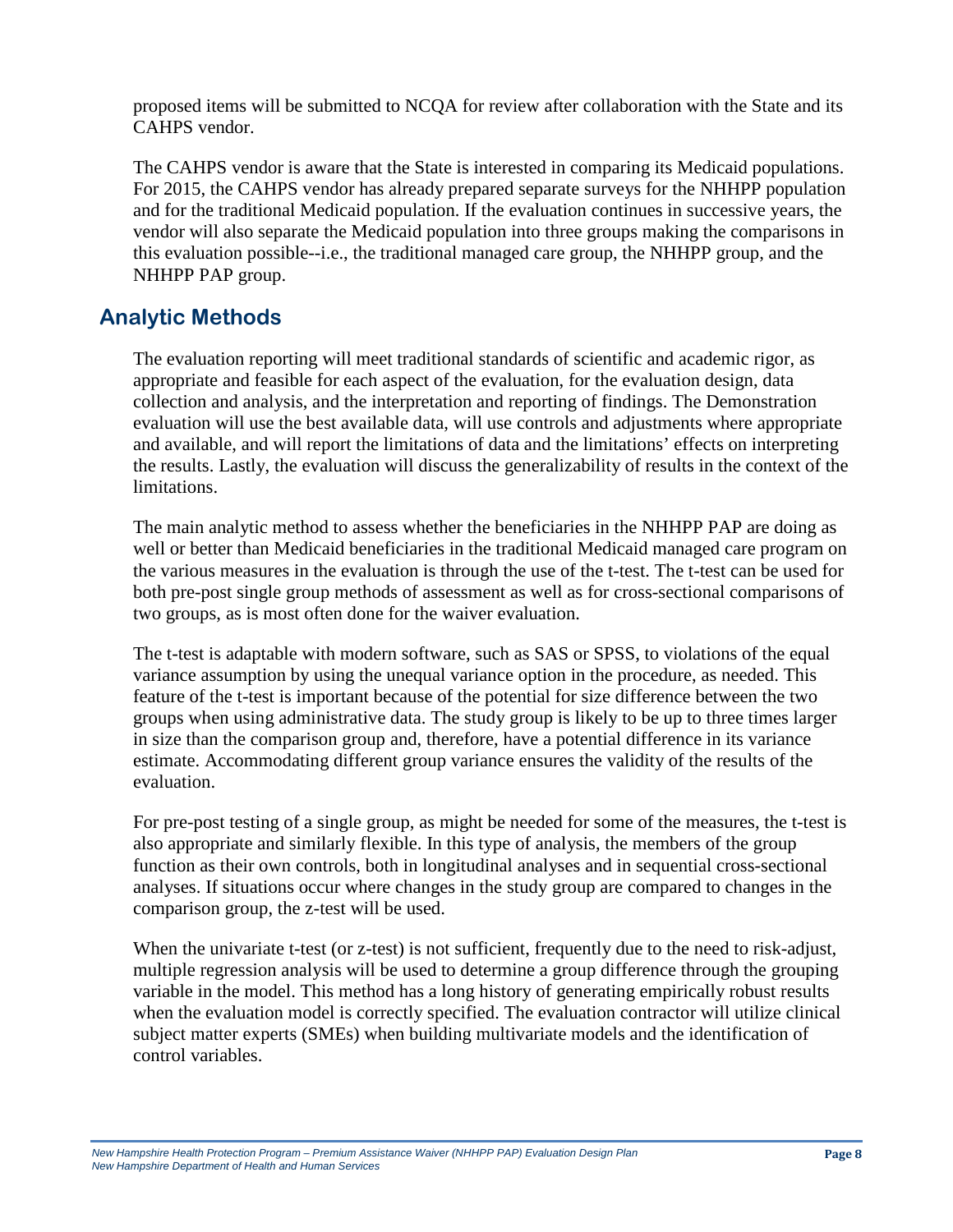proposed items will be submitted to NCQA for review after collaboration with the State and its CAHPS vendor.

The CAHPS vendor is aware that the State is interested in comparing its Medicaid populations. For 2015, the CAHPS vendor has already prepared separate surveys for the NHHPP population and for the traditional Medicaid population. If the evaluation continues in successive years, the vendor will also separate the Medicaid population into three groups making the comparisons in this evaluation possible--i.e., the traditional managed care group, the NHHPP group, and the NHHPP PAP group.

## Analytic Methods

The evaluation reporting will meet traditional standards of scientific and academic rigor, as appropriate and feasible for each aspect of the evaluation, for the evaluation design, data collection and analysis, and the interpretation and reporting of findings. The Demonstration evaluation will use the best available data, will use controls and adjustments where appropriate and available, and will report the limitations of data and the limitations' effects on interpreting the results. Lastly, the evaluation will discuss the generalizability of results in the context of the limitations.

The main analytic method to assess whether the beneficiaries in the NHHPP PAP are doing as well or better than Medicaid beneficiaries in the traditional Medicaid managed care program on the various measures in the evaluation is through the use of the t-test. The t-test can be used for both pre-post single group methods of assessment as well as for cross-sectional comparisons of two groups, as is most often done for the waiver evaluation.

The t-test is adaptable with modern software, such as SAS or SPSS, to violations of the equal variance assumption by using the unequal variance option in the procedure, as needed. This feature of the t-test is important because of the potential for size difference between the two groups when using administrative data. The study group is likely to be up to three times larger in size than the comparison group and, therefore, have a potential difference in its variance estimate. Accommodating different group variance ensures the validity of the results of the evaluation.

For pre-post testing of a single group, as might be needed for some of the measures, the t-test is also appropriate and similarly flexible. In this type of analysis, the members of the group function as their own controls, both in longitudinal analyses and in sequential cross-sectional analyses. If situations occur where changes in the study group are compared to changes in the comparison group, the z-test will be used.

When the univariate t-test (or z-test) is not sufficient, frequently due to the need to risk-adjust, multiple regression analysis will be used to determine a group difference through the grouping variable in the model. This method has a long history of generating empirically robust results when the evaluation model is correctly specified. The evaluation contractor will utilize clinical subject matter experts (SMEs) when building multivariate models and the identification of control variables.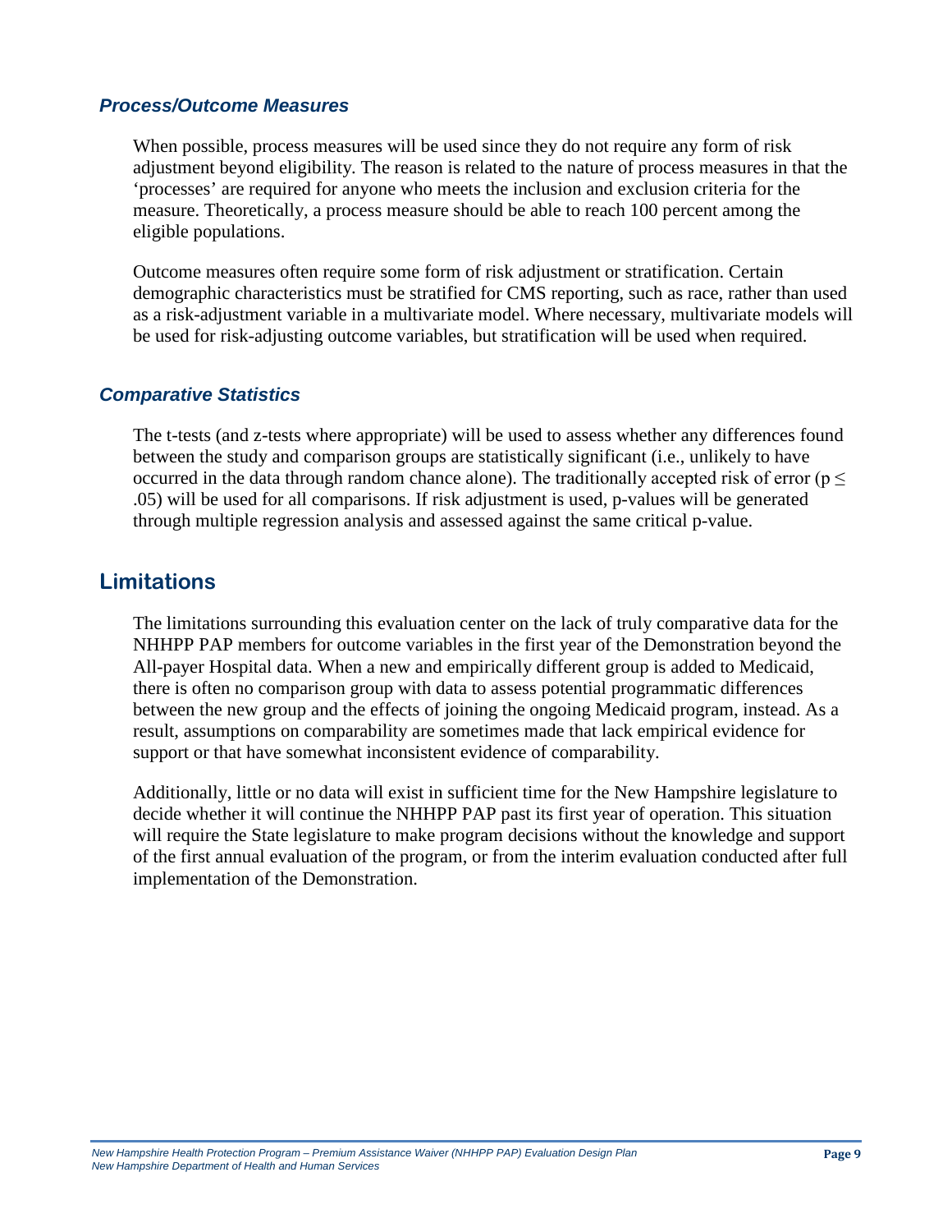### *Process/Outcome Measures*

When possible, process measures will be used since they do not require any form of risk adjustment beyond eligibility. The reason is related to the nature of process measures in that the 'processes' are required for anyone who meets the inclusion and exclusion criteria for the measure. Theoretically, a process measure should be able to reach 100 percent among the eligible populations.

Outcome measures often require some form of risk adjustment or stratification. Certain demographic characteristics must be stratified for CMS reporting, such as race, rather than used as a risk-adjustment variable in a multivariate model. Where necessary, multivariate models will be used for risk-adjusting outcome variables, but stratification will be used when required.

### *Comparative Statistics*

The t-tests (and z-tests where appropriate) will be used to assess whether any differences found between the study and comparison groups are statistically significant (i.e., unlikely to have occurred in the data through random chance alone). The traditionally accepted risk of error ($p \leq .05$) will be used for all comparisons. If risk adjustment is used, p-values will be generated through multiple regression analysis and assessed against the same critical p-value.

## Limitations

The limitations surrounding this evaluation center on the lack of truly comparative data for the NHHPP PAP members for outcome variables in the first year of the Demonstration beyond the All-payer Hospital data. When a new and empirically different group is added to Medicaid, there is often no comparison group with data to assess potential programmatic differences between the new group and the effects of joining the ongoing Medicaid program, instead. As a result, assumptions on comparability are sometimes made that lack empirical evidence for support or that have somewhat inconsistent evidence of comparability.

Additionally, little or no data will exist in sufficient time for the New Hampshire legislature to decide whether it will continue the NHHPP PAP past its first year of operation. This situation will require the State legislature to make program decisions without the knowledge and support of the first annual evaluation of the program, or from the interim evaluation conducted after full implementation of the Demonstration.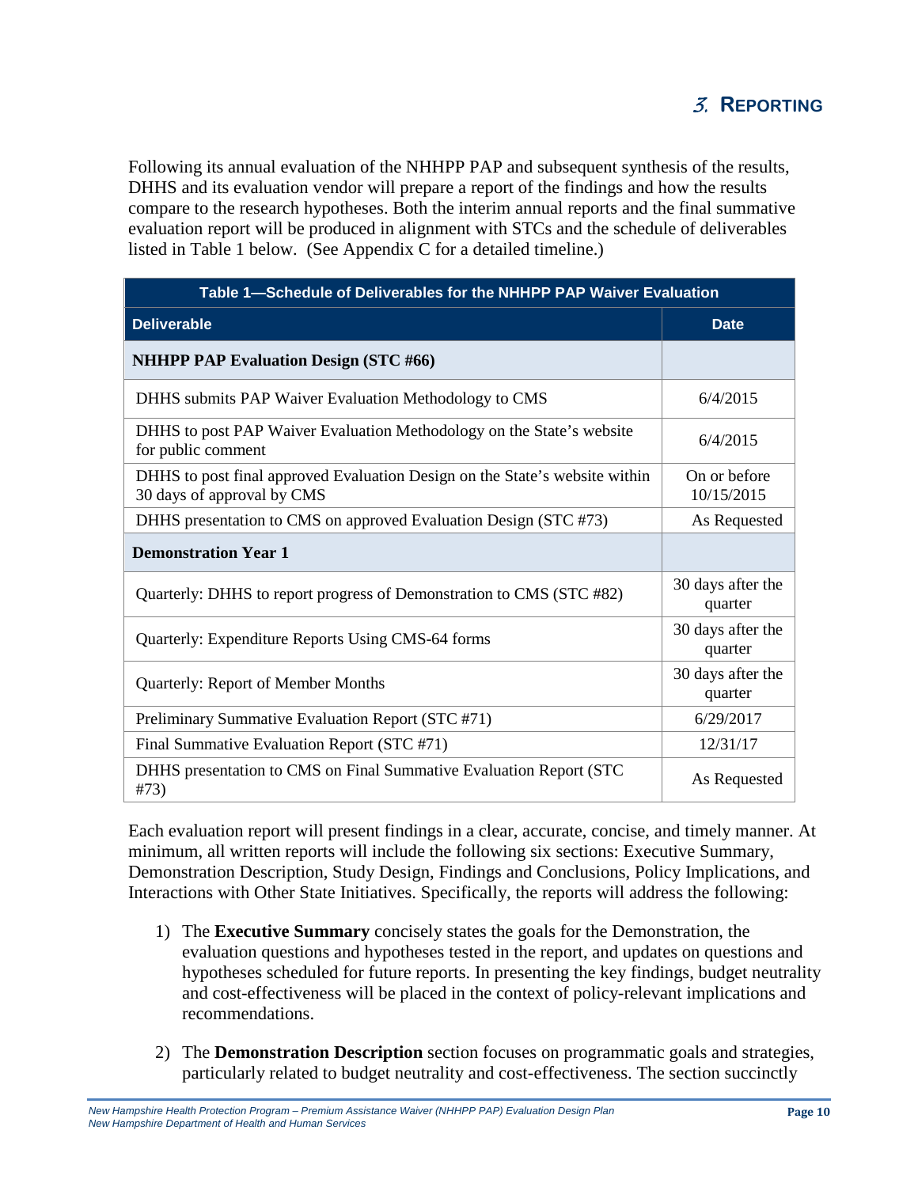# 3. Reporting

Following its annual evaluation of the NHHPP PAP and subsequent synthesis of the results, DHHS and its evaluation vendor will prepare a report of the findings and how the results compare to the research hypotheses. Both the interim annual reports and the final summative evaluation report will be produced in alignment with STCs and the schedule of deliverables listed in Table 1 below. (See Appendix C for a detailed timeline.)

**Table 1—Schedule of Deliverables for the NHHPP PAP Waiver Evaluation**

| Deliverable | Date |
|---|---|
| **NHHPP PAP Evaluation Design (STC #66)** | |
| DHHS submits PAP Waiver Evaluation Methodology to CMS | 6/4/2015 |
| DHHS to post PAP Waiver Evaluation Methodology on the State's website for public comment | 6/4/2015 |
| DHHS to post final approved Evaluation Design on the State's website within 30 days of approval by CMS | On or before 10/15/2015 |
| DHHS presentation to CMS on approved Evaluation Design (STC #73) | As Requested |
| **Demonstration Year 1** | |
| Quarterly: DHHS to report progress of Demonstration to CMS (STC #82) | 30 days after the quarter |
| Quarterly: Expenditure Reports Using CMS-64 forms | 30 days after the quarter |
| Quarterly: Report of Member Months | 30 days after the quarter |
| Preliminary Summative Evaluation Report (STC #71) | 6/29/2017 |
| Final Summative Evaluation Report (STC #71) | 12/31/17 |
| DHHS presentation to CMS on Final Summative Evaluation Report (STC #73) | As Requested |

Each evaluation report will present findings in a clear, accurate, concise, and timely manner. At minimum, all written reports will include the following six sections: Executive Summary, Demonstration Description, Study Design, Findings and Conclusions, Policy Implications, and Interactions with Other State Initiatives. Specifically, the reports will address the following:

1) The **Executive Summary** concisely states the goals for the Demonstration, the evaluation questions and hypotheses tested in the report, and updates on questions and hypotheses scheduled for future reports. In presenting the key findings, budget neutrality and cost-effectiveness will be placed in the context of policy-relevant implications and recommendations.

2) The **Demonstration Description** section focuses on programmatic goals and strategies, particularly related to budget neutrality and cost-effectiveness. The section succinctly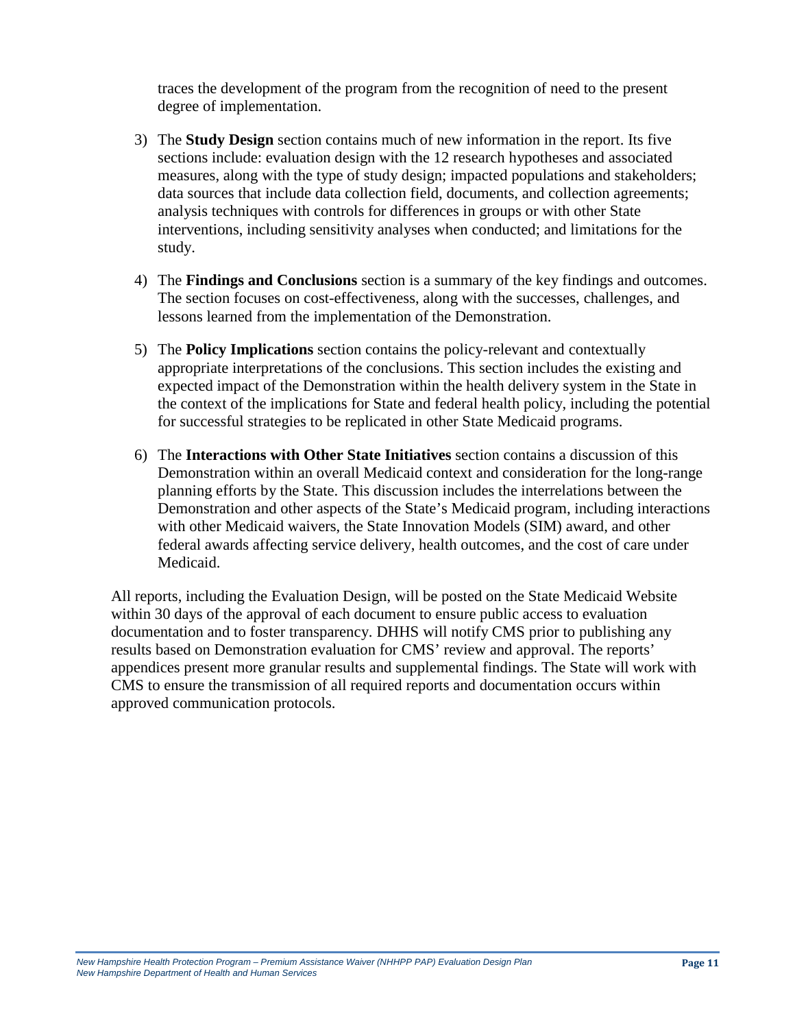traces the development of the program from the recognition of need to the present degree of implementation.

3) The **Study Design** section contains much of new information in the report. Its five sections include: evaluation design with the 12 research hypotheses and associated measures, along with the type of study design; impacted populations and stakeholders; data sources that include data collection field, documents, and collection agreements; analysis techniques with controls for differences in groups or with other State interventions, including sensitivity analyses when conducted; and limitations for the study.

4) The **Findings and Conclusions** section is a summary of the key findings and outcomes. The section focuses on cost-effectiveness, along with the successes, challenges, and lessons learned from the implementation of the Demonstration.

5) The **Policy Implications** section contains the policy-relevant and contextually appropriate interpretations of the conclusions. This section includes the existing and expected impact of the Demonstration within the health delivery system in the State in the context of the implications for State and federal health policy, including the potential for successful strategies to be replicated in other State Medicaid programs.

6) The **Interactions with Other State Initiatives** section contains a discussion of this Demonstration within an overall Medicaid context and consideration for the long-range planning efforts by the State. This discussion includes the interrelations between the Demonstration and other aspects of the State's Medicaid program, including interactions with other Medicaid waivers, the State Innovation Models (SIM) award, and other federal awards affecting service delivery, health outcomes, and the cost of care under Medicaid.

All reports, including the Evaluation Design, will be posted on the State Medicaid Website within 30 days of the approval of each document to ensure public access to evaluation documentation and to foster transparency. DHHS will notify CMS prior to publishing any results based on Demonstration evaluation for CMS' review and approval. The reports' appendices present more granular results and supplemental findings. The State will work with CMS to ensure the transmission of all required reports and documentation occurs within approved communication protocols.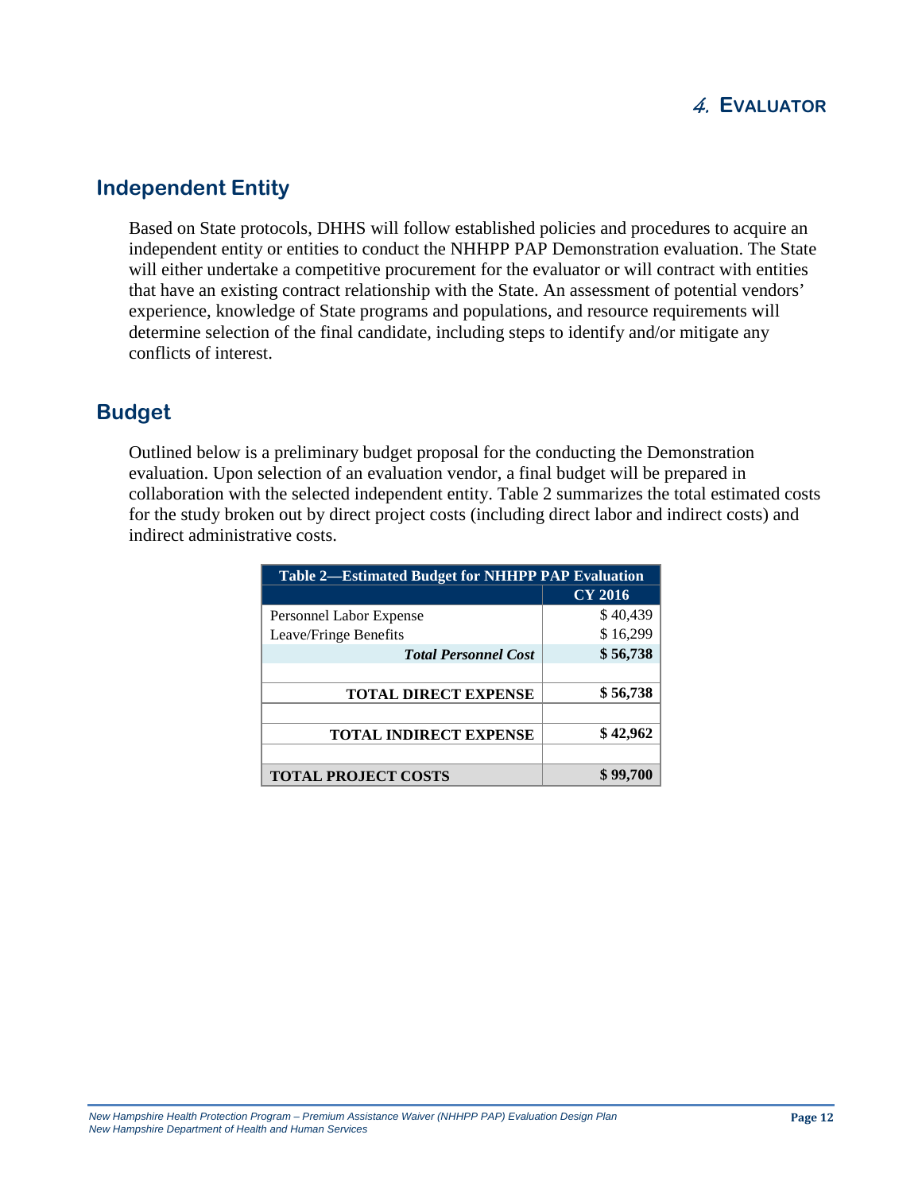# 4. Evaluator

## Independent Entity

Based on State protocols, DHHS will follow established policies and procedures to acquire an independent entity or entities to conduct the NHHPP PAP Demonstration evaluation. The State will either undertake a competitive procurement for the evaluator or will contract with entities that have an existing contract relationship with the State. An assessment of potential vendors' experience, knowledge of State programs and populations, and resource requirements will determine selection of the final candidate, including steps to identify and/or mitigate any conflicts of interest.

## Budget

Outlined below is a preliminary budget proposal for the conducting the Demonstration evaluation. Upon selection of an evaluation vendor, a final budget will be prepared in collaboration with the selected independent entity. Table 2 summarizes the total estimated costs for the study broken out by direct project costs (including direct labor and indirect costs) and indirect administrative costs.

**Table 2—Estimated Budget for NHHPP PAP Evaluation**

| | CY 2016 |
|---|---|
| Personnel Labor Expense | $ 40,439 |
| Leave/Fringe Benefits | $ 16,299 |
| ***Total Personnel Cost*** | **$ 56,738** |
| | |
| **TOTAL DIRECT EXPENSE** | **$ 56,738** |
| | |
| **TOTAL INDIRECT EXPENSE** | **$ 42,962** |
| | |
| **TOTAL PROJECT COSTS** | **$ 99,700** |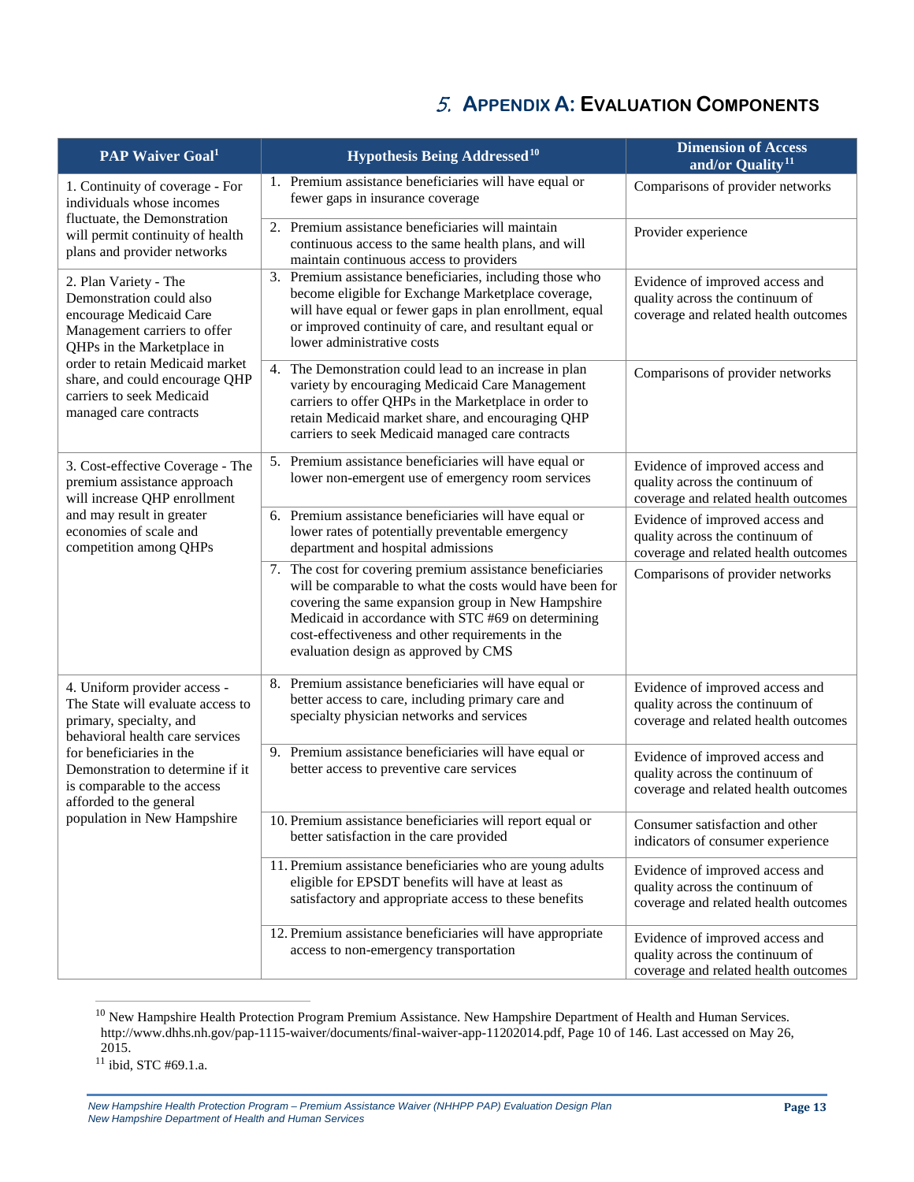# 5. Appendix A: Evaluation Components

| PAP Waiver Goal[1] | Hypothesis Being Addressed[10] | Dimension of Access and/or Quality[11] |
|---|---|---|
| 1. Continuity of coverage - For individuals whose incomes fluctuate, the Demonstration will permit continuity of health plans and provider networks | 1. Premium assistance beneficiaries will have equal or fewer gaps in insurance coverage | Comparisons of provider networks |
| | 2. Premium assistance beneficiaries will maintain continuous access to the same health plans, and will maintain continuous access to providers | Provider experience |
| 2. Plan Variety - The Demonstration could also encourage Medicaid Care Management carriers to offer QHPs in the Marketplace in order to retain Medicaid market share, and could encourage QHP carriers to seek Medicaid managed care contracts | 3. Premium assistance beneficiaries, including those who become eligible for Exchange Marketplace coverage, will have equal or fewer gaps in plan enrollment, equal or improved continuity of care, and resultant equal or lower administrative costs | Evidence of improved access and quality across the continuum of coverage and related health outcomes |
| | 4. The Demonstration could lead to an increase in plan variety by encouraging Medicaid Care Management carriers to offer QHPs in the Marketplace in order to retain Medicaid market share, and encouraging QHP carriers to seek Medicaid managed care contracts | Comparisons of provider networks |
| 3. Cost-effective Coverage - The premium assistance approach will increase QHP enrollment and may result in greater economies of scale and competition among QHPs | 5. Premium assistance beneficiaries will have equal or lower non-emergent use of emergency room services | Evidence of improved access and quality across the continuum of coverage and related health outcomes |
| | 6. Premium assistance beneficiaries will have equal or lower rates of potentially preventable emergency department and hospital admissions | Evidence of improved access and quality across the continuum of coverage and related health outcomes |
| | 7. The cost for covering premium assistance beneficiaries will be comparable to what the costs would have been for covering the same expansion group in New Hampshire Medicaid in accordance with STC #69 on determining cost-effectiveness and other requirements in the evaluation design as approved by CMS | Comparisons of provider networks |
| 4. Uniform provider access - The State will evaluate access to primary, specialty, and behavioral health care services for beneficiaries in the Demonstration to determine if it is comparable to the access afforded to the general population in New Hampshire | 8. Premium assistance beneficiaries will have equal or better access to care, including primary care and specialty physician networks and services | Evidence of improved access and quality across the continuum of coverage and related health outcomes |
| | 9. Premium assistance beneficiaries will have equal or better access to preventive care services | Evidence of improved access and quality across the continuum of coverage and related health outcomes |
| | 10. Premium assistance beneficiaries will report equal or better satisfaction in the care provided | Consumer satisfaction and other indicators of consumer experience |
| | 11. Premium assistance beneficiaries who are young adults eligible for EPSDT benefits will have at least as satisfactory and appropriate access to these benefits | Evidence of improved access and quality across the continuum of coverage and related health outcomes |
| | 12. Premium assistance beneficiaries will have appropriate access to non-emergency transportation | Evidence of improved access and quality across the continuum of coverage and related health outcomes |

[10] New Hampshire Health Protection Program Premium Assistance. New Hampshire Department of Health and Human Services. http://www.dhhs.nh.gov/pap-1115-waiver/documents/final-waiver-app-11202014.pdf, Page 10 of 146. Last accessed on May 26, 2015.

[11] ibid, STC #69.1.a.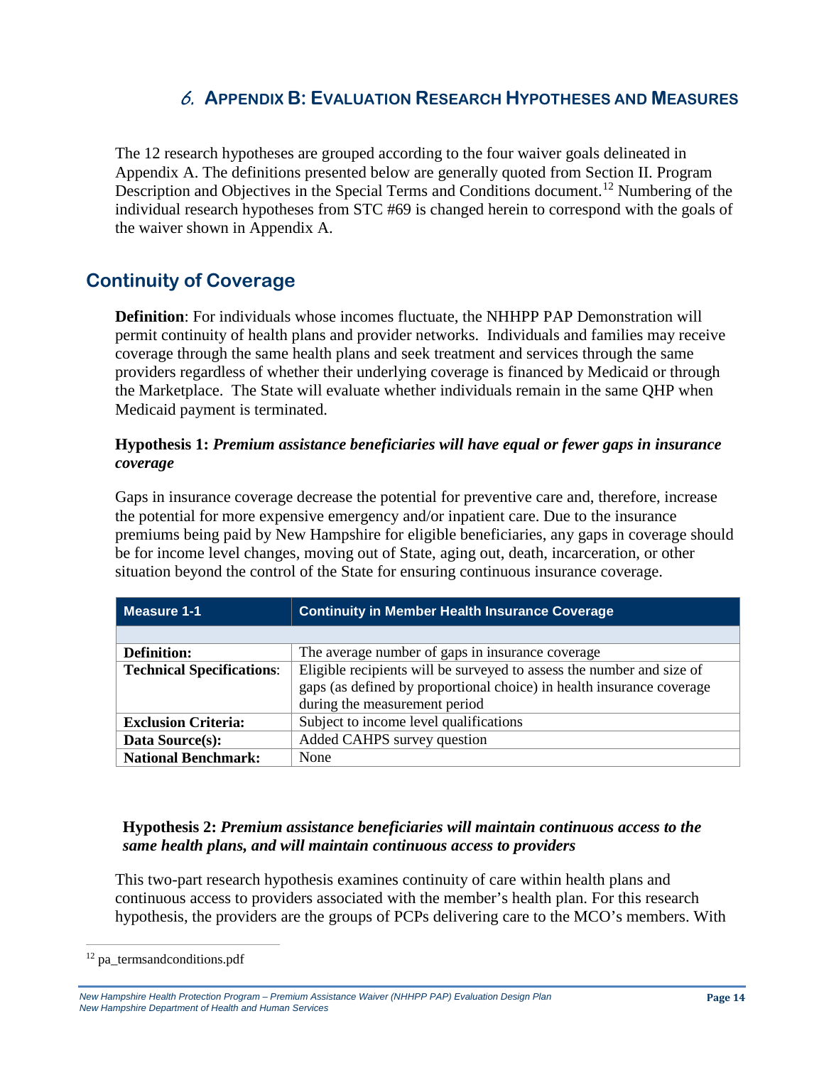## 6. Appendix B: Evaluation Research Hypotheses and Measures

The 12 research hypotheses are grouped according to the four waiver goals delineated in Appendix A. The definitions presented below are generally quoted from Section II. Program Description and Objectives in the Special Terms and Conditions document.[12] Numbering of the individual research hypotheses from STC #69 is changed herein to correspond with the goals of the waiver shown in Appendix A.

## Continuity of Coverage

**Definition**: For individuals whose incomes fluctuate, the NHHPP PAP Demonstration will permit continuity of health plans and provider networks. Individuals and families may receive coverage through the same health plans and seek treatment and services through the same providers regardless of whether their underlying coverage is financed by Medicaid or through the Marketplace. The State will evaluate whether individuals remain in the same QHP when Medicaid payment is terminated.

### Hypothesis 1: *Premium assistance beneficiaries will have equal or fewer gaps in insurance coverage*

Gaps in insurance coverage decrease the potential for preventive care and, therefore, increase the potential for more expensive emergency and/or inpatient care. Due to the insurance premiums being paid by New Hampshire for eligible beneficiaries, any gaps in coverage should be for income level changes, moving out of State, aging out, death, incarceration, or other situation beyond the control of the State for ensuring continuous insurance coverage.

| Measure 1-1 | Continuity in Member Health Insurance Coverage |
|---|---|
| | |
| **Definition:** | The average number of gaps in insurance coverage |
| **Technical Specifications:** | Eligible recipients will be surveyed to assess the number and size of gaps (as defined by proportional choice) in health insurance coverage during the measurement period |
| **Exclusion Criteria:** | Subject to income level qualifications |
| **Data Source(s):** | Added CAHPS survey question |
| **National Benchmark:** | None |

### Hypothesis 2: *Premium assistance beneficiaries will maintain continuous access to the same health plans, and will maintain continuous access to providers*

This two-part research hypothesis examines continuity of care within health plans and continuous access to providers associated with the member's health plan. For this research hypothesis, the providers are the groups of PCPs delivering care to the MCO's members. With

[12] pa_termsandconditions.pdf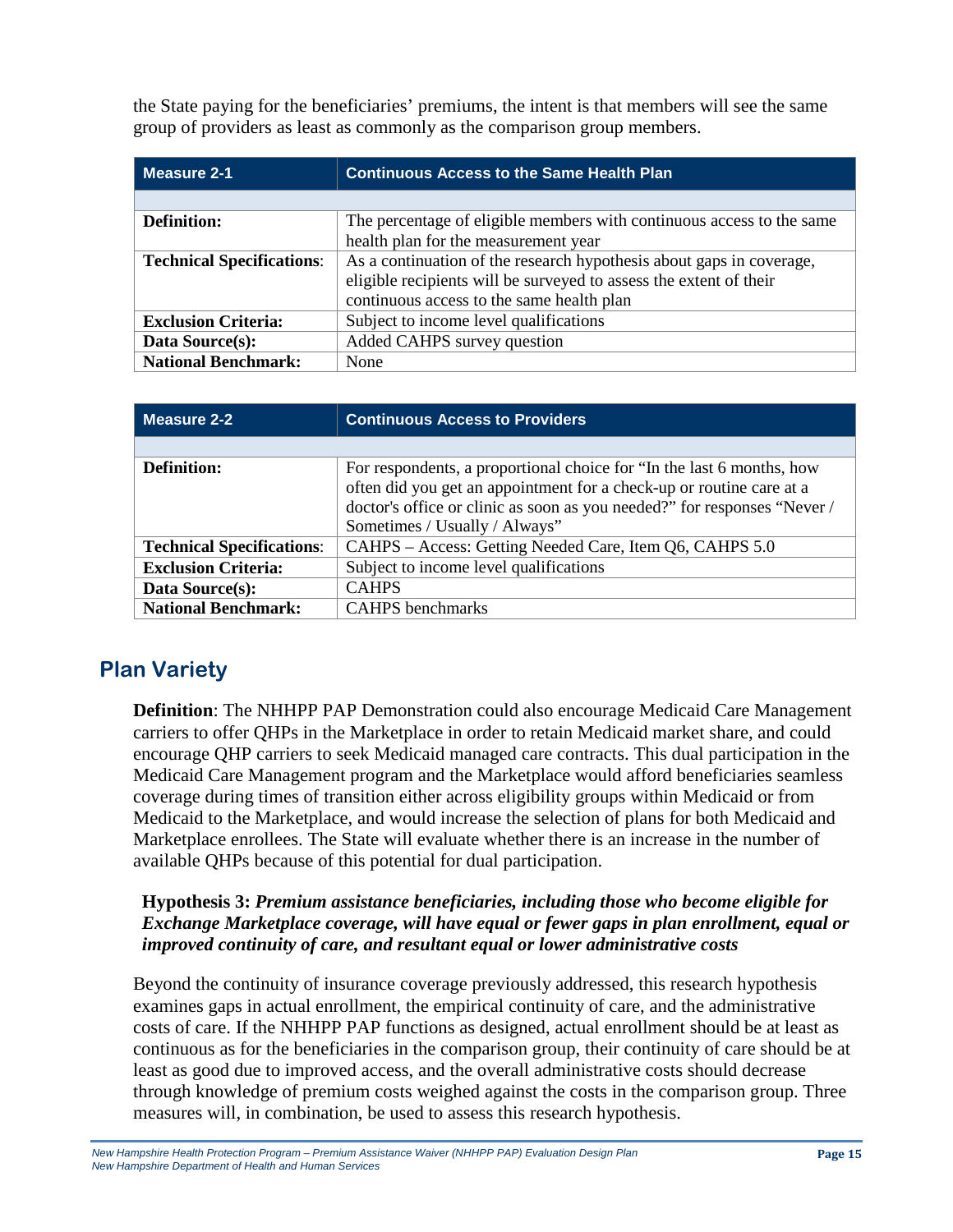the State paying for the beneficiaries' premiums, the intent is that members will see the same group of providers as least as commonly as the comparison group members.

| Measure 2-1 | Continuous Access to the Same Health Plan |
|---|---|
| | |
| **Definition:** | The percentage of eligible members with continuous access to the same health plan for the measurement year |
| **Technical Specifications**: | As a continuation of the research hypothesis about gaps in coverage, eligible recipients will be surveyed to assess the extent of their continuous access to the same health plan |
| **Exclusion Criteria:** | Subject to income level qualifications |
| **Data Source(s):** | Added CAHPS survey question |
| **National Benchmark:** | None |

| Measure 2-2 | Continuous Access to Providers |
|---|---|
| | |
| **Definition:** | For respondents, a proportional choice for "In the last 6 months, how often did you get an appointment for a check-up or routine care at a doctor's office or clinic as soon as you needed?" for responses "Never / Sometimes / Usually / Always" |
| **Technical Specifications**: | CAHPS – Access: Getting Needed Care, Item Q6, CAHPS 5.0 |
| **Exclusion Criteria:** | Subject to income level qualifications |
| **Data Source(s):** | CAHPS |
| **National Benchmark:** | CAHPS benchmarks |

## Plan Variety

**Definition**: The NHHPP PAP Demonstration could also encourage Medicaid Care Management carriers to offer QHPs in the Marketplace in order to retain Medicaid market share, and could encourage QHP carriers to seek Medicaid managed care contracts. This dual participation in the Medicaid Care Management program and the Marketplace would afford beneficiaries seamless coverage during times of transition either across eligibility groups within Medicaid or from Medicaid to the Marketplace, and would increase the selection of plans for both Medicaid and Marketplace enrollees. The State will evaluate whether there is an increase in the number of available QHPs because of this potential for dual participation.

**Hypothesis 3:** ***Premium assistance beneficiaries, including those who become eligible for Exchange Marketplace coverage, will have equal or fewer gaps in plan enrollment, equal or improved continuity of care, and resultant equal or lower administrative costs***

Beyond the continuity of insurance coverage previously addressed, this research hypothesis examines gaps in actual enrollment, the empirical continuity of care, and the administrative costs of care. If the NHHPP PAP functions as designed, actual enrollment should be at least as continuous as for the beneficiaries in the comparison group, their continuity of care should be at least as good due to improved access, and the overall administrative costs should decrease through knowledge of premium costs weighed against the costs in the comparison group. Three measures will, in combination, be used to assess this research hypothesis.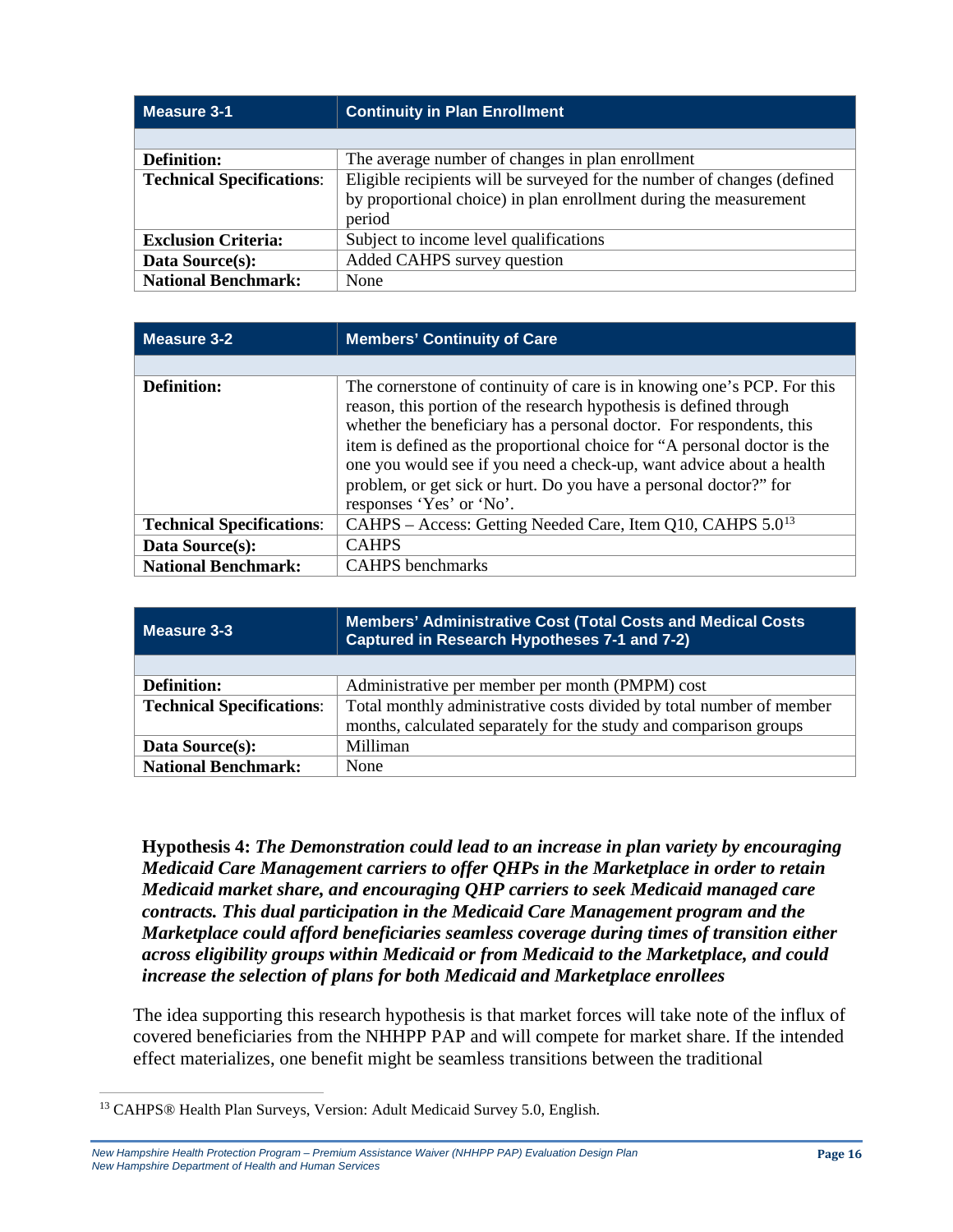| Measure 3-1 | Continuity in Plan Enrollment |
|---|---|
| | |
| **Definition:** | The average number of changes in plan enrollment |
| **Technical Specifications**: | Eligible recipients will be surveyed for the number of changes (defined by proportional choice) in plan enrollment during the measurement period |
| **Exclusion Criteria:** | Subject to income level qualifications |
| **Data Source(s):** | Added CAHPS survey question |
| **National Benchmark:** | None |

| Measure 3-2 | Members' Continuity of Care |
|---|---|
| | |
| **Definition:** | The cornerstone of continuity of care is in knowing one's PCP. For this reason, this portion of the research hypothesis is defined through whether the beneficiary has a personal doctor. For respondents, this item is defined as the proportional choice for "A personal doctor is the one you would see if you need a check-up, want advice about a health problem, or get sick or hurt. Do you have a personal doctor?" for responses 'Yes' or 'No'. |
| **Technical Specifications**: | CAHPS – Access: Getting Needed Care, Item Q10, CAHPS 5.0[13] |
| **Data Source(s):** | CAHPS |
| **National Benchmark:** | CAHPS benchmarks |

| Measure 3-3 | Members' Administrative Cost (Total Costs and Medical Costs Captured in Research Hypotheses 7-1 and 7-2) |
|---|---|
| | |
| **Definition:** | Administrative per member per month (PMPM) cost |
| **Technical Specifications**: | Total monthly administrative costs divided by total number of member months, calculated separately for the study and comparison groups |
| **Data Source(s):** | Milliman |
| **National Benchmark:** | None |

**Hypothesis 4:** ***The Demonstration could lead to an increase in plan variety by encouraging Medicaid Care Management carriers to offer QHPs in the Marketplace in order to retain Medicaid market share, and encouraging QHP carriers to seek Medicaid managed care contracts. This dual participation in the Medicaid Care Management program and the Marketplace could afford beneficiaries seamless coverage during times of transition either across eligibility groups within Medicaid or from Medicaid to the Marketplace, and could increase the selection of plans for both Medicaid and Marketplace enrollees***

The idea supporting this research hypothesis is that market forces will take note of the influx of covered beneficiaries from the NHHPP PAP and will compete for market share. If the intended effect materializes, one benefit might be seamless transitions between the traditional

[13] CAHPS® Health Plan Surveys, Version: Adult Medicaid Survey 5.0, English.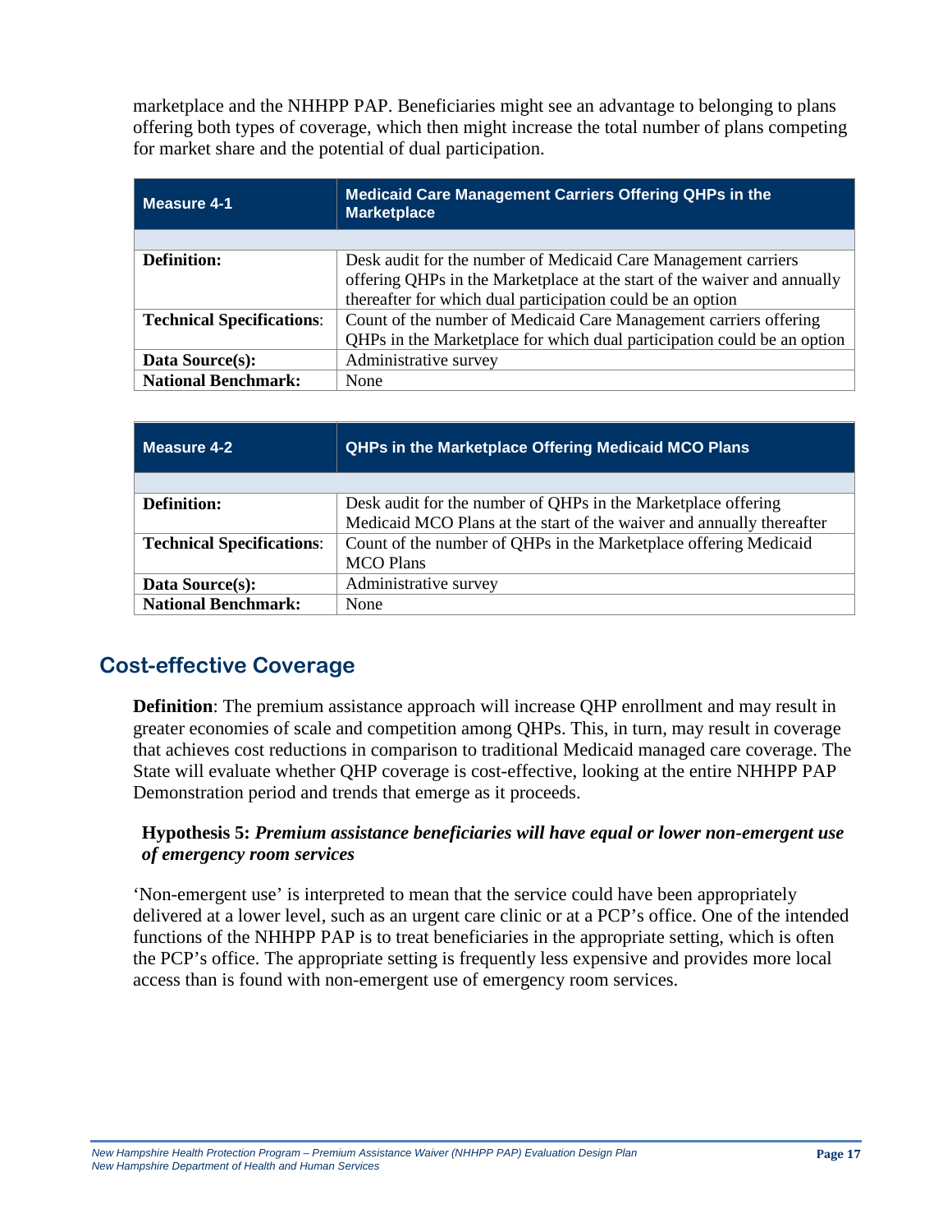marketplace and the NHHPP PAP. Beneficiaries might see an advantage to belonging to plans offering both types of coverage, which then might increase the total number of plans competing for market share and the potential of dual participation.

| Measure 4-1 | Medicaid Care Management Carriers Offering QHPs in the Marketplace |
|---|---|
| | |
| **Definition:** | Desk audit for the number of Medicaid Care Management carriers offering QHPs in the Marketplace at the start of the waiver and annually thereafter for which dual participation could be an option |
| **Technical Specifications**: | Count of the number of Medicaid Care Management carriers offering QHPs in the Marketplace for which dual participation could be an option |
| **Data Source(s):** | Administrative survey |
| **National Benchmark:** | None |

| Measure 4-2 | QHPs in the Marketplace Offering Medicaid MCO Plans |
|---|---|
| | |
| **Definition:** | Desk audit for the number of QHPs in the Marketplace offering Medicaid MCO Plans at the start of the waiver and annually thereafter |
| **Technical Specifications**: | Count of the number of QHPs in the Marketplace offering Medicaid MCO Plans |
| **Data Source(s):** | Administrative survey |
| **National Benchmark:** | None |

## Cost-effective Coverage

**Definition**: The premium assistance approach will increase QHP enrollment and may result in greater economies of scale and competition among QHPs. This, in turn, may result in coverage that achieves cost reductions in comparison to traditional Medicaid managed care coverage. The State will evaluate whether QHP coverage is cost-effective, looking at the entire NHHPP PAP Demonstration period and trends that emerge as it proceeds.

### Hypothesis 5: *Premium assistance beneficiaries will have equal or lower non-emergent use of emergency room services*

'Non-emergent use' is interpreted to mean that the service could have been appropriately delivered at a lower level, such as an urgent care clinic or at a PCP's office. One of the intended functions of the NHHPP PAP is to treat beneficiaries in the appropriate setting, which is often the PCP's office. The appropriate setting is frequently less expensive and provides more local access than is found with non-emergent use of emergency room services.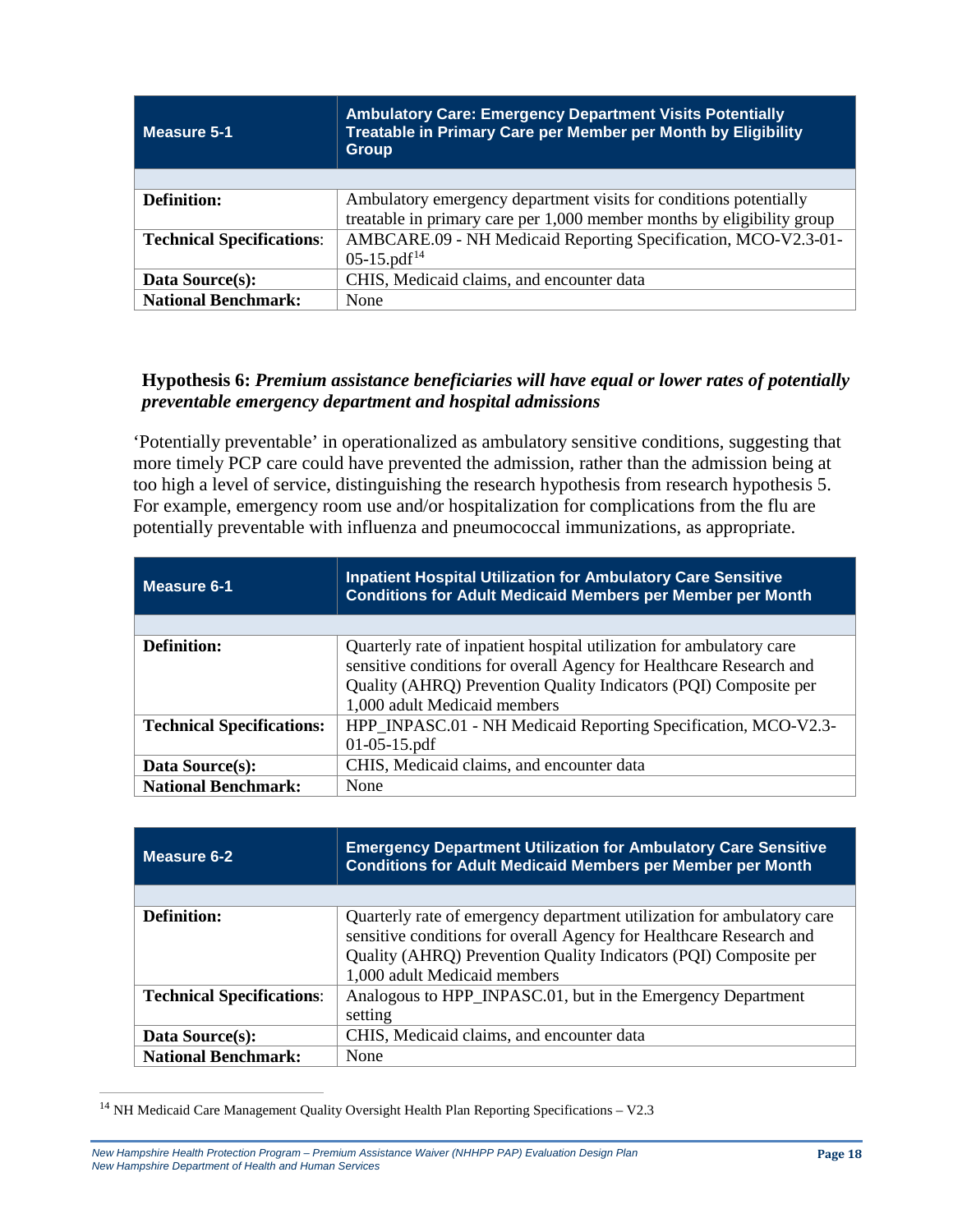| Measure 5-1 | Ambulatory Care: Emergency Department Visits Potentially Treatable in Primary Care per Member per Month by Eligibility Group |
| --- | --- |
| | |
| **Definition:** | Ambulatory emergency department visits for conditions potentially treatable in primary care per 1,000 member months by eligibility group |
| **Technical Specifications:** | AMBCARE.09 - NH Medicaid Reporting Specification, MCO-V2.3-01-05-15.pdf[14] |
| **Data Source(s):** | CHIS, Medicaid claims, and encounter data |
| **National Benchmark:** | None |

**Hypothesis 6:** ***Premium assistance beneficiaries will have equal or lower rates of potentially preventable emergency department and hospital admissions***

'Potentially preventable' in operationalized as ambulatory sensitive conditions, suggesting that more timely PCP care could have prevented the admission, rather than the admission being at too high a level of service, distinguishing the research hypothesis from research hypothesis 5. For example, emergency room use and/or hospitalization for complications from the flu are potentially preventable with influenza and pneumococcal immunizations, as appropriate.

| Measure 6-1 | Inpatient Hospital Utilization for Ambulatory Care Sensitive Conditions for Adult Medicaid Members per Member per Month |
| --- | --- |
| | |
| **Definition:** | Quarterly rate of inpatient hospital utilization for ambulatory care sensitive conditions for overall Agency for Healthcare Research and Quality (AHRQ) Prevention Quality Indicators (PQI) Composite per 1,000 adult Medicaid members |
| **Technical Specifications:** | HPP_INPASC.01 - NH Medicaid Reporting Specification, MCO-V2.3-01-05-15.pdf |
| **Data Source(s):** | CHIS, Medicaid claims, and encounter data |
| **National Benchmark:** | None |

| Measure 6-2 | Emergency Department Utilization for Ambulatory Care Sensitive Conditions for Adult Medicaid Members per Member per Month |
| --- | --- |
| | |
| **Definition:** | Quarterly rate of emergency department utilization for ambulatory care sensitive conditions for overall Agency for Healthcare Research and Quality (AHRQ) Prevention Quality Indicators (PQI) Composite per 1,000 adult Medicaid members |
| **Technical Specifications:** | Analogous to HPP_INPASC.01, but in the Emergency Department setting |
| **Data Source(s):** | CHIS, Medicaid claims, and encounter data |
| **National Benchmark:** | None |

[14] NH Medicaid Care Management Quality Oversight Health Plan Reporting Specifications – V2.3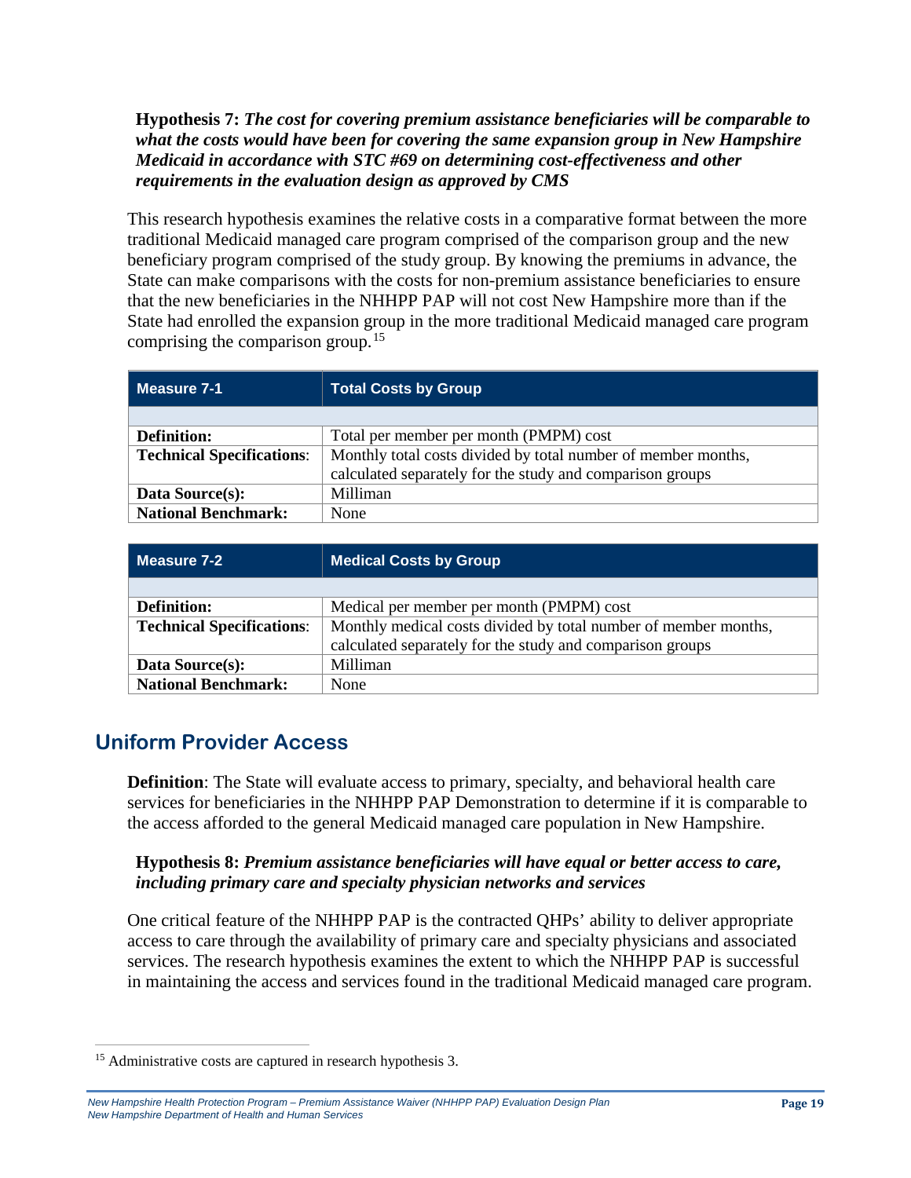**Hypothesis 7:** ***The cost for covering premium assistance beneficiaries will be comparable to what the costs would have been for covering the same expansion group in New Hampshire Medicaid in accordance with STC #69 on determining cost-effectiveness and other requirements in the evaluation design as approved by CMS***

This research hypothesis examines the relative costs in a comparative format between the more traditional Medicaid managed care program comprised of the comparison group and the new beneficiary program comprised of the study group. By knowing the premiums in advance, the State can make comparisons with the costs for non-premium assistance beneficiaries to ensure that the new beneficiaries in the NHHPP PAP will not cost New Hampshire more than if the State had enrolled the expansion group in the more traditional Medicaid managed care program comprising the comparison group.[15]

| Measure 7-1 | Total Costs by Group |
|---|---|
| | |
| **Definition:** | Total per member per month (PMPM) cost |
| **Technical Specifications**: | Monthly total costs divided by total number of member months, calculated separately for the study and comparison groups |
| **Data Source(s):** | Milliman |
| **National Benchmark:** | None |

| Measure 7-2 | Medical Costs by Group |
|---|---|
| | |
| **Definition:** | Medical per member per month (PMPM) cost |
| **Technical Specifications**: | Monthly medical costs divided by total number of member months, calculated separately for the study and comparison groups |
| **Data Source(s):** | Milliman |
| **National Benchmark:** | None |

## Uniform Provider Access

**Definition**: The State will evaluate access to primary, specialty, and behavioral health care services for beneficiaries in the NHHPP PAP Demonstration to determine if it is comparable to the access afforded to the general Medicaid managed care population in New Hampshire.

**Hypothesis 8:** ***Premium assistance beneficiaries will have equal or better access to care, including primary care and specialty physician networks and services***

One critical feature of the NHHPP PAP is the contracted QHPs' ability to deliver appropriate access to care through the availability of primary care and specialty physicians and associated services. The research hypothesis examines the extent to which the NHHPP PAP is successful in maintaining the access and services found in the traditional Medicaid managed care program.

[15] Administrative costs are captured in research hypothesis 3.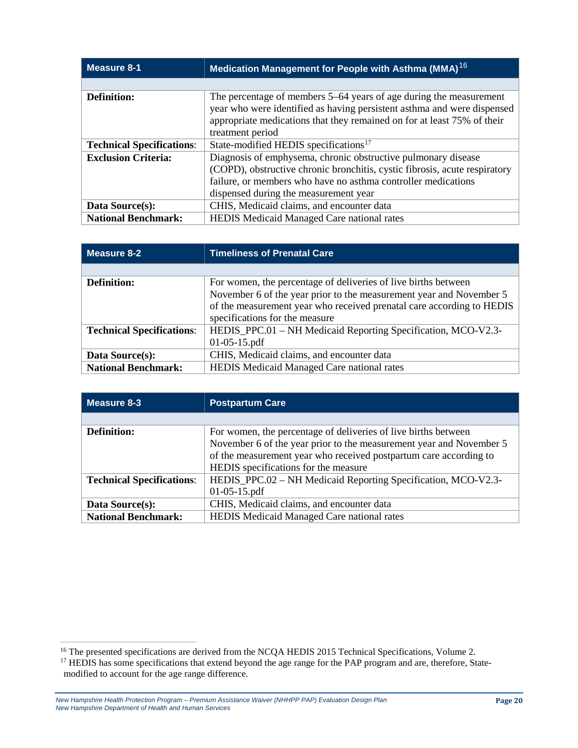| Measure 8-1 | Medication Management for People with Asthma (MMA)[16] |
|---|---|
| | |
| **Definition:** | The percentage of members 5–64 years of age during the measurement year who were identified as having persistent asthma and were dispensed appropriate medications that they remained on for at least 75% of their treatment period |
| **Technical Specifications:** | State-modified HEDIS specifications[17] |
| **Exclusion Criteria:** | Diagnosis of emphysema, chronic obstructive pulmonary disease (COPD), obstructive chronic bronchitis, cystic fibrosis, acute respiratory failure, or members who have no asthma controller medications dispensed during the measurement year |
| **Data Source(s):** | CHIS, Medicaid claims, and encounter data |
| **National Benchmark:** | HEDIS Medicaid Managed Care national rates |

| Measure 8-2 | Timeliness of Prenatal Care |
|---|---|
| | |
| **Definition:** | For women, the percentage of deliveries of live births between November 6 of the year prior to the measurement year and November 5 of the measurement year who received prenatal care according to HEDIS specifications for the measure |
| **Technical Specifications:** | HEDIS_PPC.01 – NH Medicaid Reporting Specification, MCO-V2.3-01-05-15.pdf |
| **Data Source(s):** | CHIS, Medicaid claims, and encounter data |
| **National Benchmark:** | HEDIS Medicaid Managed Care national rates |

| Measure 8-3 | Postpartum Care |
|---|---|
| | |
| **Definition:** | For women, the percentage of deliveries of live births between November 6 of the year prior to the measurement year and November 5 of the measurement year who received postpartum care according to HEDIS specifications for the measure |
| **Technical Specifications:** | HEDIS_PPC.02 – NH Medicaid Reporting Specification, MCO-V2.3-01-05-15.pdf |
| **Data Source(s):** | CHIS, Medicaid claims, and encounter data |
| **National Benchmark:** | HEDIS Medicaid Managed Care national rates |

[16] The presented specifications are derived from the NCQA HEDIS 2015 Technical Specifications, Volume 2.

[17] HEDIS has some specifications that extend beyond the age range for the PAP program and are, therefore, State-modified to account for the age range difference.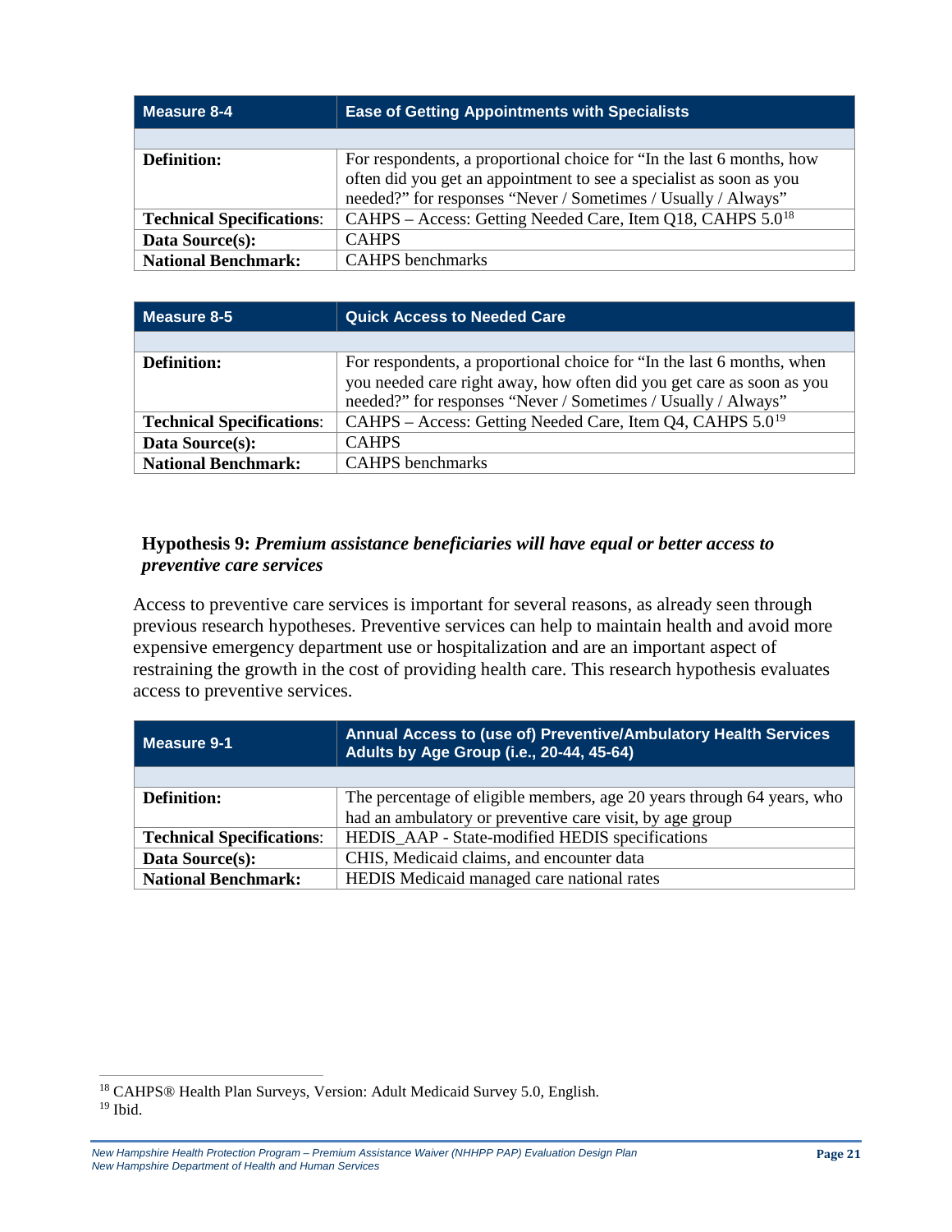| Measure 8-4 | Ease of Getting Appointments with Specialists |
|---|---|
| | |
| **Definition:** | For respondents, a proportional choice for "In the last 6 months, how often did you get an appointment to see a specialist as soon as you needed?" for responses "Never / Sometimes / Usually / Always" |
| **Technical Specifications**: | CAHPS – Access: Getting Needed Care, Item Q18, CAHPS 5.0[18] |
| **Data Source(s):** | CAHPS |
| **National Benchmark:** | CAHPS benchmarks |

| Measure 8-5 | Quick Access to Needed Care |
|---|---|
| | |
| **Definition:** | For respondents, a proportional choice for "In the last 6 months, when you needed care right away, how often did you get care as soon as you needed?" for responses "Never / Sometimes / Usually / Always" |
| **Technical Specifications**: | CAHPS – Access: Getting Needed Care, Item Q4, CAHPS 5.0[19] |
| **Data Source(s):** | CAHPS |
| **National Benchmark:** | CAHPS benchmarks |

### Hypothesis 9: *Premium assistance beneficiaries will have equal or better access to preventive care services*

Access to preventive care services is important for several reasons, as already seen through previous research hypotheses. Preventive services can help to maintain health and avoid more expensive emergency department use or hospitalization and are an important aspect of restraining the growth in the cost of providing health care. This research hypothesis evaluates access to preventive services.

| Measure 9-1 | Annual Access to (use of) Preventive/Ambulatory Health Services Adults by Age Group (i.e., 20-44, 45-64) |
|---|---|
| | |
| **Definition:** | The percentage of eligible members, age 20 years through 64 years, who had an ambulatory or preventive care visit, by age group |
| **Technical Specifications**: | HEDIS_AAP - State-modified HEDIS specifications |
| **Data Source(s):** | CHIS, Medicaid claims, and encounter data |
| **National Benchmark:** | HEDIS Medicaid managed care national rates |

[18] CAHPS® Health Plan Surveys, Version: Adult Medicaid Survey 5.0, English.
[19] Ibid.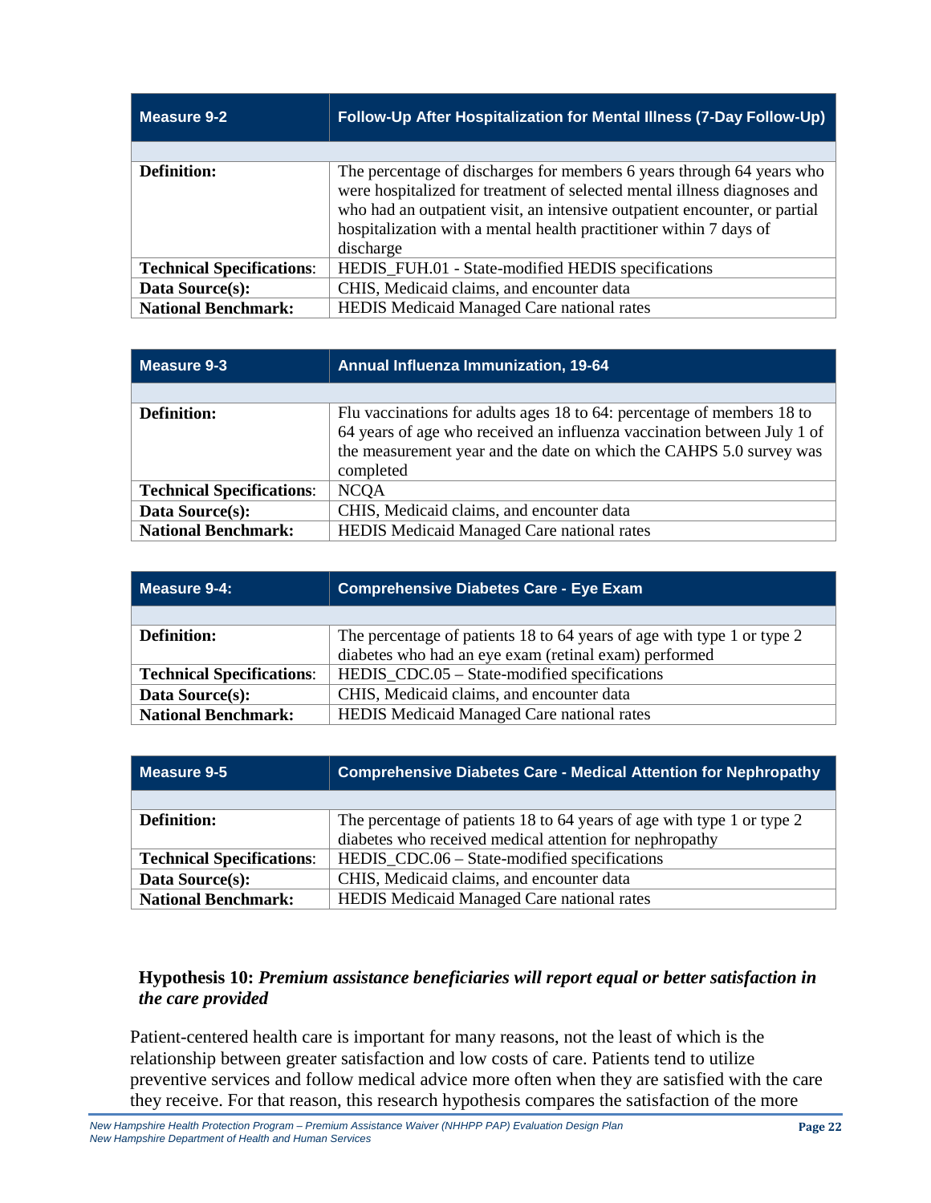| Measure 9-2 | Follow-Up After Hospitalization for Mental Illness (7-Day Follow-Up) |
|---|---|
| **Definition:** | The percentage of discharges for members 6 years through 64 years who were hospitalized for treatment of selected mental illness diagnoses and who had an outpatient visit, an intensive outpatient encounter, or partial hospitalization with a mental health practitioner within 7 days of discharge |
| **Technical Specifications**: | HEDIS_FUH.01 - State-modified HEDIS specifications |
| **Data Source(s):** | CHIS, Medicaid claims, and encounter data |
| **National Benchmark:** | HEDIS Medicaid Managed Care national rates |

| Measure 9-3 | Annual Influenza Immunization, 19-64 |
|---|---|
| **Definition:** | Flu vaccinations for adults ages 18 to 64: percentage of members 18 to 64 years of age who received an influenza vaccination between July 1 of the measurement year and the date on which the CAHPS 5.0 survey was completed |
| **Technical Specifications**: | NCQA |
| **Data Source(s):** | CHIS, Medicaid claims, and encounter data |
| **National Benchmark:** | HEDIS Medicaid Managed Care national rates |

| Measure 9-4: | Comprehensive Diabetes Care - Eye Exam |
|---|---|
| **Definition:** | The percentage of patients 18 to 64 years of age with type 1 or type 2 diabetes who had an eye exam (retinal exam) performed |
| **Technical Specifications**: | HEDIS_CDC.05 – State-modified specifications |
| **Data Source(s):** | CHIS, Medicaid claims, and encounter data |
| **National Benchmark:** | HEDIS Medicaid Managed Care national rates |

| Measure 9-5 | Comprehensive Diabetes Care - Medical Attention for Nephropathy |
|---|---|
| **Definition:** | The percentage of patients 18 to 64 years of age with type 1 or type 2 diabetes who received medical attention for nephropathy |
| **Technical Specifications**: | HEDIS_CDC.06 – State-modified specifications |
| **Data Source(s):** | CHIS, Medicaid claims, and encounter data |
| **National Benchmark:** | HEDIS Medicaid Managed Care national rates |

### **Hypothesis 10:** *Premium assistance beneficiaries will report equal or better satisfaction in the care provided*

Patient-centered health care is important for many reasons, not the least of which is the relationship between greater satisfaction and low costs of care. Patients tend to utilize preventive services and follow medical advice more often when they are satisfied with the care they receive. For that reason, this research hypothesis compares the satisfaction of the more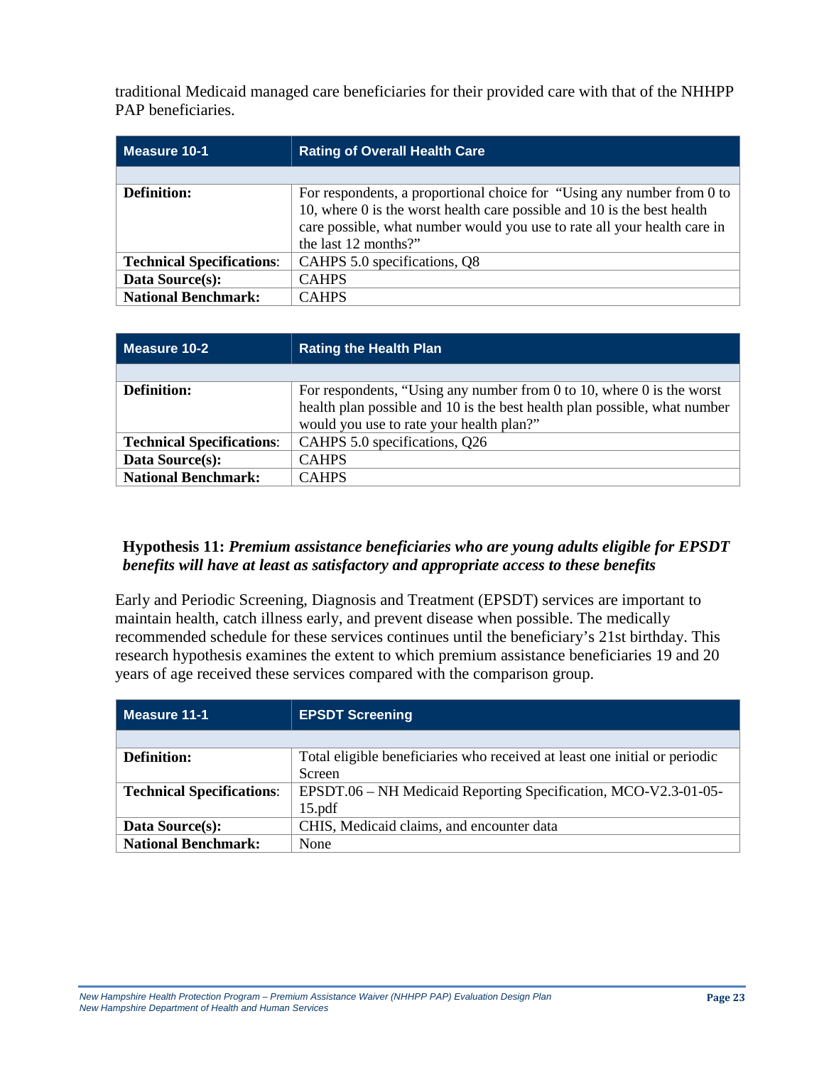traditional Medicaid managed care beneficiaries for their provided care with that of the NHHPP PAP beneficiaries.

| Measure 10-1 | Rating of Overall Health Care |
|---|---|
| | |
| **Definition:** | For respondents, a proportional choice for "Using any number from 0 to 10, where 0 is the worst health care possible and 10 is the best health care possible, what number would you use to rate all your health care in the last 12 months?" |
| **Technical Specifications**: | CAHPS 5.0 specifications, Q8 |
| **Data Source(s):** | CAHPS |
| **National Benchmark:** | CAHPS |

| Measure 10-2 | Rating the Health Plan |
|---|---|
| | |
| **Definition:** | For respondents, "Using any number from 0 to 10, where 0 is the worst health plan possible and 10 is the best health plan possible, what number would you use to rate your health plan?" |
| **Technical Specifications**: | CAHPS 5.0 specifications, Q26 |
| **Data Source(s):** | CAHPS |
| **National Benchmark:** | CAHPS |

### Hypothesis 11: *Premium assistance beneficiaries who are young adults eligible for EPSDT benefits will have at least as satisfactory and appropriate access to these benefits*

Early and Periodic Screening, Diagnosis and Treatment (EPSDT) services are important to maintain health, catch illness early, and prevent disease when possible. The medically recommended schedule for these services continues until the beneficiary's 21st birthday. This research hypothesis examines the extent to which premium assistance beneficiaries 19 and 20 years of age received these services compared with the comparison group.

| Measure 11-1 | EPSDT Screening |
|---|---|
| | |
| **Definition:** | Total eligible beneficiaries who received at least one initial or periodic Screen |
| **Technical Specifications**: | EPSDT.06 – NH Medicaid Reporting Specification, MCO-V2.3-01-05-15.pdf |
| **Data Source(s):** | CHIS, Medicaid claims, and encounter data |
| **National Benchmark:** | None |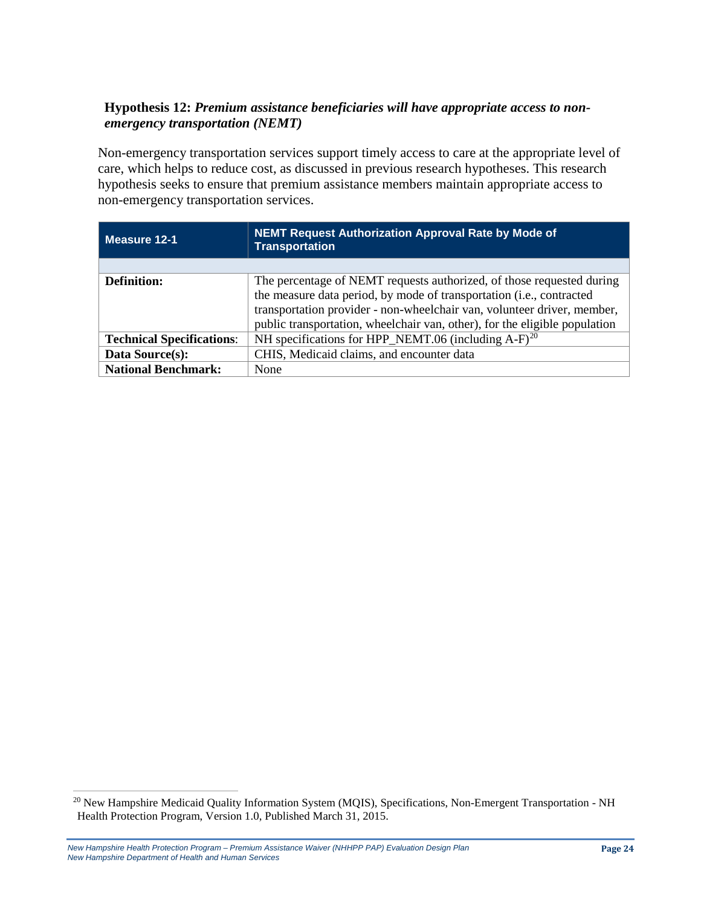**Hypothesis 12:** ***Premium assistance beneficiaries will have appropriate access to non-emergency transportation (NEMT)***

Non-emergency transportation services support timely access to care at the appropriate level of care, which helps to reduce cost, as discussed in previous research hypotheses. This research hypothesis seeks to ensure that premium assistance members maintain appropriate access to non-emergency transportation services.

| **Measure 12-1** | **NEMT Request Authorization Approval Rate by Mode of Transportation** |
| --- | --- |
| | |
| **Definition:** | The percentage of NEMT requests authorized, of those requested during the measure data period, by mode of transportation (i.e., contracted transportation provider - non-wheelchair van, volunteer driver, member, public transportation, wheelchair van, other), for the eligible population |
| **Technical Specifications**: | NH specifications for HPP_NEMT.06 (including A-F)[20] |
| **Data Source(s):** | CHIS, Medicaid claims, and encounter data |
| **National Benchmark:** | None |

[20] New Hampshire Medicaid Quality Information System (MQIS), Specifications, Non-Emergent Transportation - NH Health Protection Program, Version 1.0, Published March 31, 2015.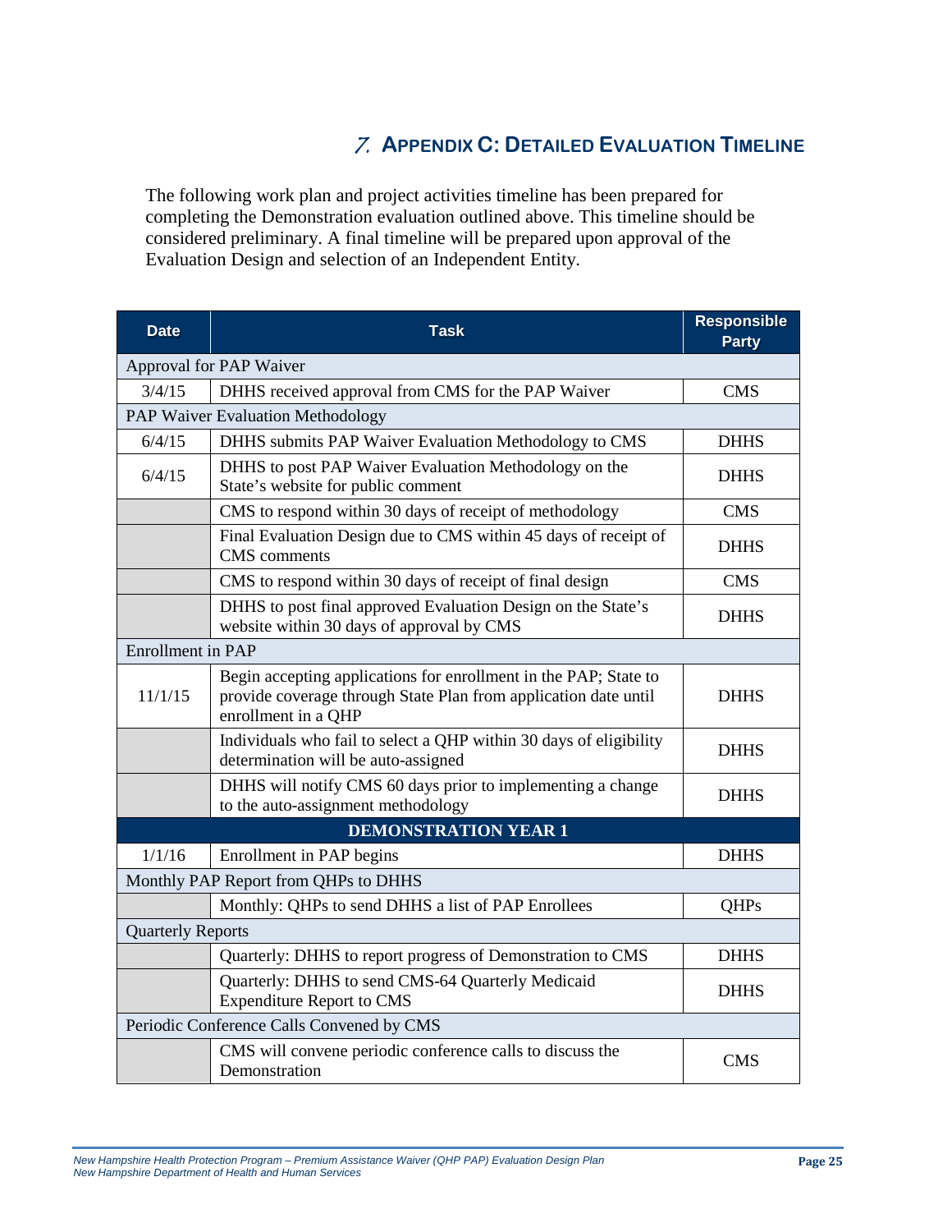# 7. Appendix C: Detailed Evaluation Timeline

The following work plan and project activities timeline has been prepared for completing the Demonstration evaluation outlined above. This timeline should be considered preliminary. A final timeline will be prepared upon approval of the Evaluation Design and selection of an Independent Entity.

| Date | Task | Responsible Party |
|---|---|---|
| Approval for PAP Waiver | | |
| 3/4/15 | DHHS received approval from CMS for the PAP Waiver | CMS |
| PAP Waiver Evaluation Methodology | | |
| 6/4/15 | DHHS submits PAP Waiver Evaluation Methodology to CMS | DHHS |
| 6/4/15 | DHHS to post PAP Waiver Evaluation Methodology on the State's website for public comment | DHHS |
| | CMS to respond within 30 days of receipt of methodology | CMS |
| | Final Evaluation Design due to CMS within 45 days of receipt of CMS comments | DHHS |
| | CMS to respond within 30 days of receipt of final design | CMS |
| | DHHS to post final approved Evaluation Design on the State's website within 30 days of approval by CMS | DHHS |
| Enrollment in PAP | | |
| 11/1/15 | Begin accepting applications for enrollment in the PAP; State to provide coverage through State Plan from application date until enrollment in a QHP | DHHS |
| | Individuals who fail to select a QHP within 30 days of eligibility determination will be auto-assigned | DHHS |
| | DHHS will notify CMS 60 days prior to implementing a change to the auto-assignment methodology | DHHS |
| **DEMONSTRATION YEAR 1** | | |
| 1/1/16 | Enrollment in PAP begins | DHHS |
| Monthly PAP Report from QHPs to DHHS | | |
| | Monthly: QHPs to send DHHS a list of PAP Enrollees | QHPs |
| Quarterly Reports | | |
| | Quarterly: DHHS to report progress of Demonstration to CMS | DHHS |
| | Quarterly: DHHS to send CMS-64 Quarterly Medicaid Expenditure Report to CMS | DHHS |
| Periodic Conference Calls Convened by CMS | | |
| | CMS will convene periodic conference calls to discuss the Demonstration | CMS |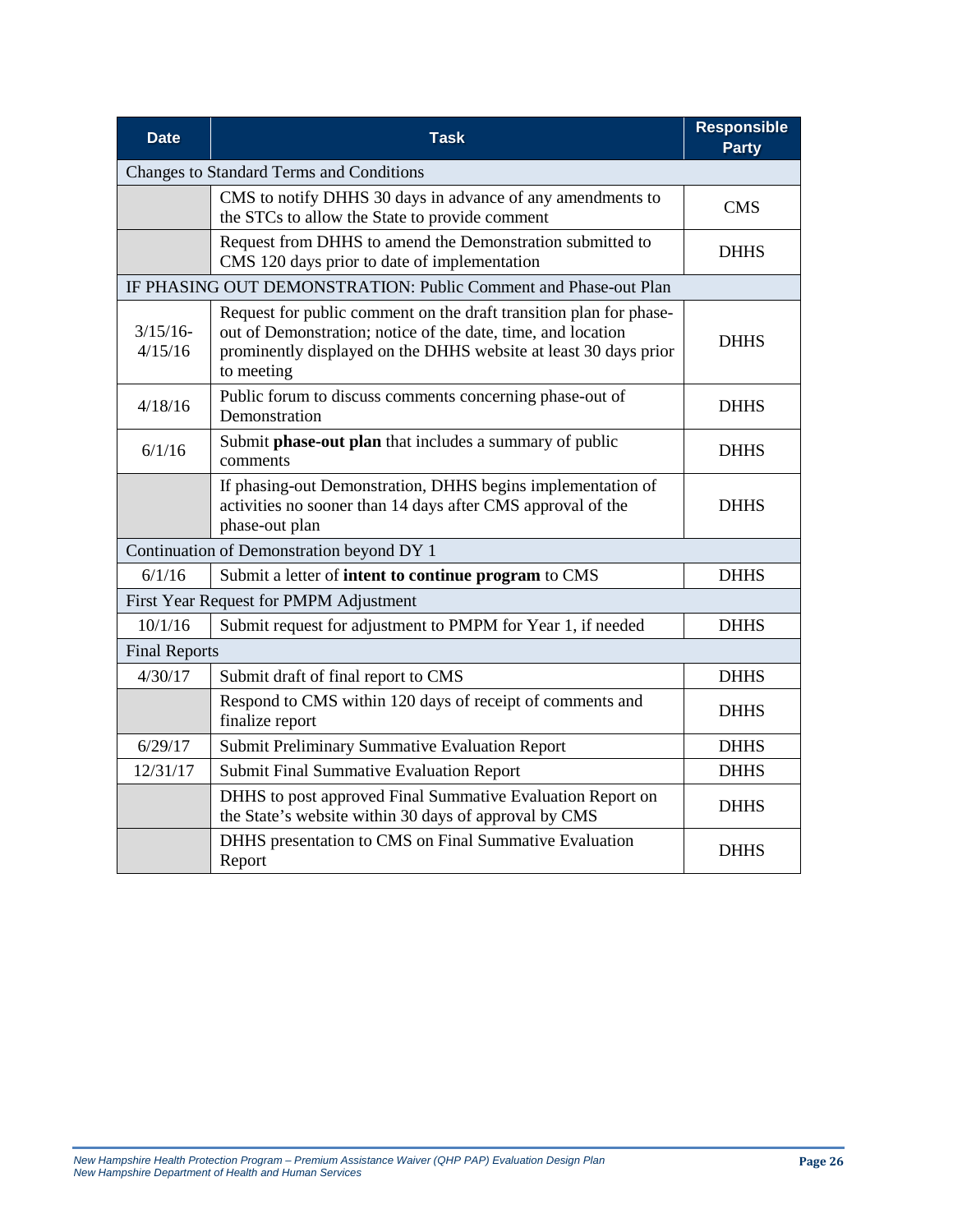| Date | Task | Responsible Party |
|---|---|---|
| Changes to Standard Terms and Conditions | | |
| | CMS to notify DHHS 30 days in advance of any amendments to the STCs to allow the State to provide comment | CMS |
| | Request from DHHS to amend the Demonstration submitted to CMS 120 days prior to date of implementation | DHHS |
| IF PHASING OUT DEMONSTRATION: Public Comment and Phase-out Plan | | |
| 3/15/16-4/15/16 | Request for public comment on the draft transition plan for phase-out of Demonstration; notice of the date, time, and location prominently displayed on the DHHS website at least 30 days prior to meeting | DHHS |
| 4/18/16 | Public forum to discuss comments concerning phase-out of Demonstration | DHHS |
| 6/1/16 | Submit **phase-out plan** that includes a summary of public comments | DHHS |
| | If phasing-out Demonstration, DHHS begins implementation of activities no sooner than 14 days after CMS approval of the phase-out plan | DHHS |
| Continuation of Demonstration beyond DY 1 | | |
| 6/1/16 | Submit a letter of **intent to continue program** to CMS | DHHS |
| First Year Request for PMPM Adjustment | | |
| 10/1/16 | Submit request for adjustment to PMPM for Year 1, if needed | DHHS |
| Final Reports | | |
| 4/30/17 | Submit draft of final report to CMS | DHHS |
| | Respond to CMS within 120 days of receipt of comments and finalize report | DHHS |
| 6/29/17 | Submit Preliminary Summative Evaluation Report | DHHS |
| 12/31/17 | Submit Final Summative Evaluation Report | DHHS |
| | DHHS to post approved Final Summative Evaluation Report on the State's website within 30 days of approval by CMS | DHHS |
| | DHHS presentation to CMS on Final Summative Evaluation Report | DHHS |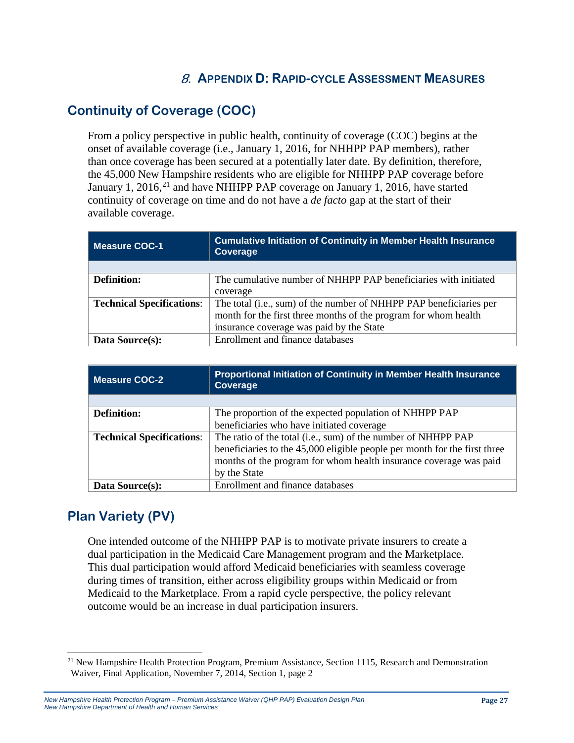# 8. APPENDIX D: RAPID-CYCLE ASSESSMENT MEASURES

## Continuity of Coverage (COC)

From a policy perspective in public health, continuity of coverage (COC) begins at the onset of available coverage (i.e., January 1, 2016, for NHHPP PAP members), rather than once coverage has been secured at a potentially later date. By definition, therefore, the 45,000 New Hampshire residents who are eligible for NHHPP PAP coverage before January 1, 2016,[21] and have NHHPP PAP coverage on January 1, 2016, have started continuity of coverage on time and do not have a *de facto* gap at the start of their available coverage.

| Measure COC-1 | Cumulative Initiation of Continuity in Member Health Insurance Coverage |
|---|---|
| | |
| **Definition:** | The cumulative number of NHHPP PAP beneficiaries with initiated coverage |
| **Technical Specifications**: | The total (i.e., sum) of the number of NHHPP PAP beneficiaries per month for the first three months of the program for whom health insurance coverage was paid by the State |
| **Data Source(s):** | Enrollment and finance databases |

| Measure COC-2 | Proportional Initiation of Continuity in Member Health Insurance Coverage |
|---|---|
| | |
| **Definition:** | The proportion of the expected population of NHHPP PAP beneficiaries who have initiated coverage |
| **Technical Specifications**: | The ratio of the total (i.e., sum) of the number of NHHPP PAP beneficiaries to the 45,000 eligible people per month for the first three months of the program for whom health insurance coverage was paid by the State |
| **Data Source(s):** | Enrollment and finance databases |

## Plan Variety (PV)

One intended outcome of the NHHPP PAP is to motivate private insurers to create a dual participation in the Medicaid Care Management program and the Marketplace. This dual participation would afford Medicaid beneficiaries with seamless coverage during times of transition, either across eligibility groups within Medicaid or from Medicaid to the Marketplace. From a rapid cycle perspective, the policy relevant outcome would be an increase in dual participation insurers.

[21] New Hampshire Health Protection Program, Premium Assistance, Section 1115, Research and Demonstration Waiver, Final Application, November 7, 2014, Section 1, page 2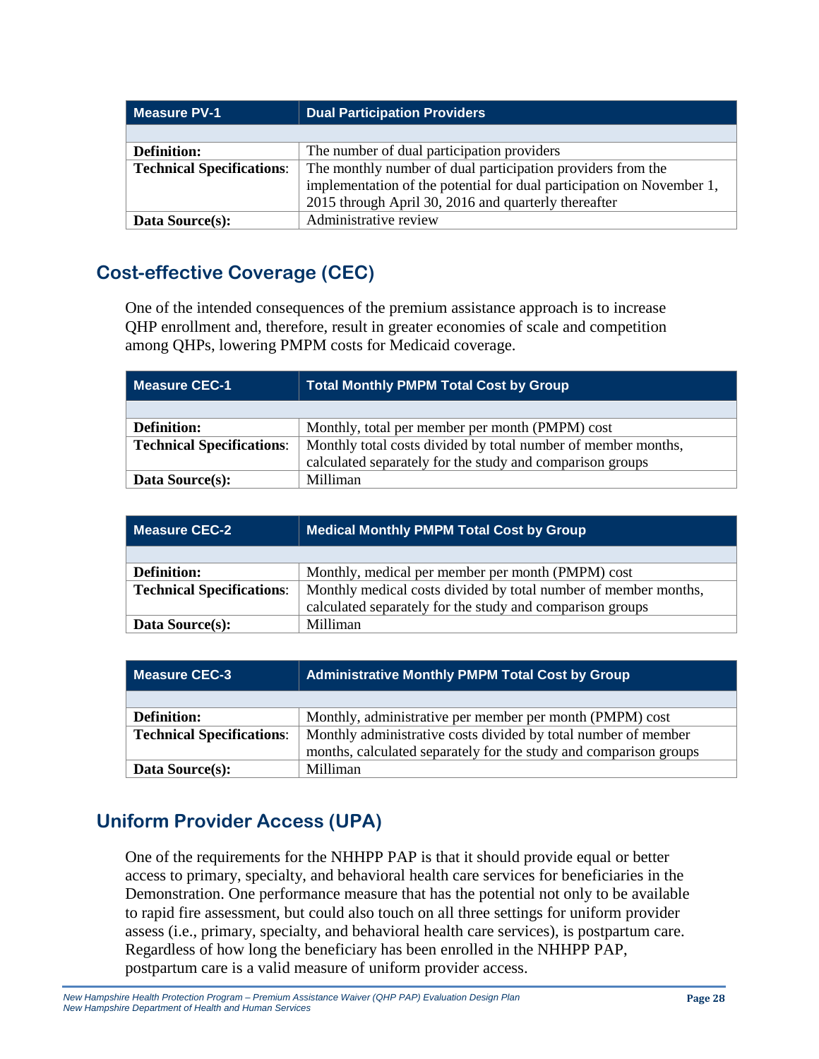| Measure PV-1 | Dual Participation Providers |
|---|---|
| | |
| **Definition:** | The number of dual participation providers |
| **Technical Specifications**: | The monthly number of dual participation providers from the implementation of the potential for dual participation on November 1, 2015 through April 30, 2016 and quarterly thereafter |
| **Data Source(s):** | Administrative review |

## Cost-effective Coverage (CEC)

One of the intended consequences of the premium assistance approach is to increase QHP enrollment and, therefore, result in greater economies of scale and competition among QHPs, lowering PMPM costs for Medicaid coverage.

| Measure CEC-1 | Total Monthly PMPM Total Cost by Group |
|---|---|
| | |
| **Definition:** | Monthly, total per member per month (PMPM) cost |
| **Technical Specifications**: | Monthly total costs divided by total number of member months, calculated separately for the study and comparison groups |
| **Data Source(s):** | Milliman |

| Measure CEC-2 | Medical Monthly PMPM Total Cost by Group |
|---|---|
| | |
| **Definition:** | Monthly, medical per member per month (PMPM) cost |
| **Technical Specifications**: | Monthly medical costs divided by total number of member months, calculated separately for the study and comparison groups |
| **Data Source(s):** | Milliman |

| Measure CEC-3 | Administrative Monthly PMPM Total Cost by Group |
|---|---|
| | |
| **Definition:** | Monthly, administrative per member per month (PMPM) cost |
| **Technical Specifications**: | Monthly administrative costs divided by total number of member months, calculated separately for the study and comparison groups |
| **Data Source(s):** | Milliman |

## Uniform Provider Access (UPA)

One of the requirements for the NHHPP PAP is that it should provide equal or better access to primary, specialty, and behavioral health care services for beneficiaries in the Demonstration. One performance measure that has the potential not only to be available to rapid fire assessment, but could also touch on all three settings for uniform provider assess (i.e., primary, specialty, and behavioral health care services), is postpartum care. Regardless of how long the beneficiary has been enrolled in the NHHPP PAP, postpartum care is a valid measure of uniform provider access.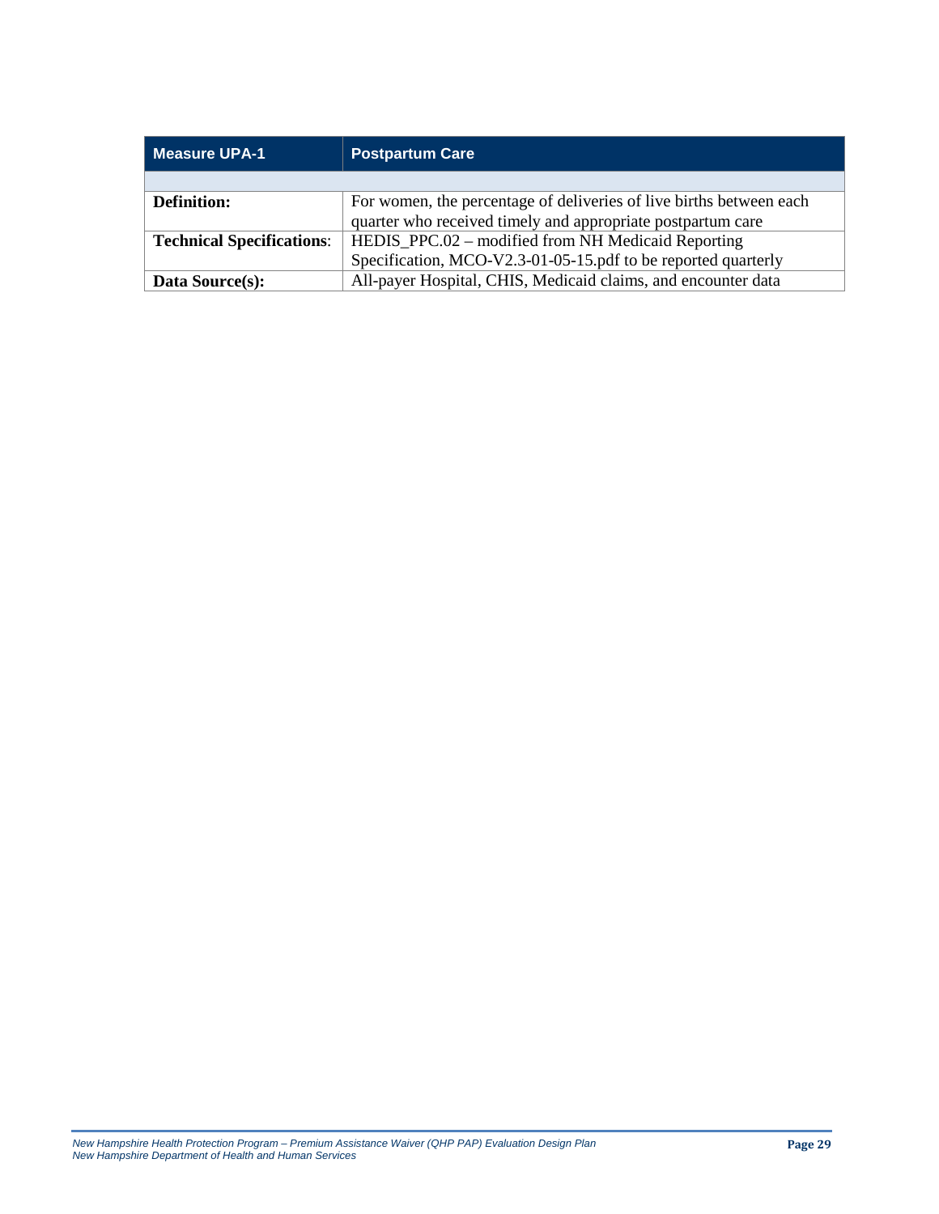| Measure UPA-1 | Postpartum Care |
|---|---|
| | |
| **Definition:** | For women, the percentage of deliveries of live births between each quarter who received timely and appropriate postpartum care |
| **Technical Specifications**: | HEDIS_PPC.02 – modified from NH Medicaid Reporting Specification, MCO-V2.3-01-05-15.pdf to be reported quarterly |
| **Data Source(s):** | All-payer Hospital, CHIS, Medicaid claims, and encounter data |